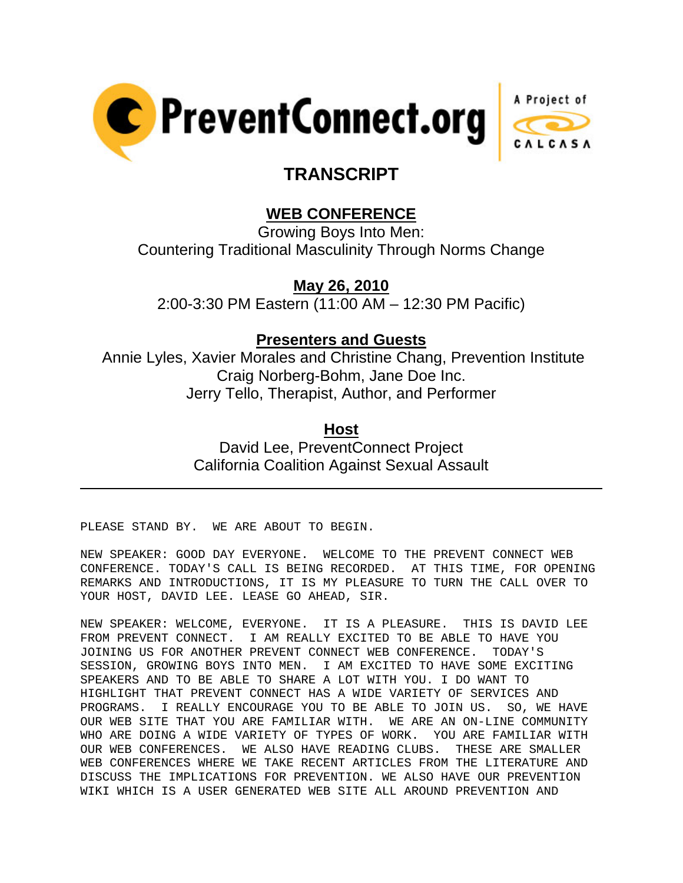PreventConnect.org | A Project of CALCASA

# TRANSCRIPT

## WEB CONFERENCE

Growing Boys Into Men:
Countering Traditional Masculinity Through Norms Change

**May 26, 2010**

2:00-3:30 PM Eastern (11:00 AM – 12:30 PM Pacific)

**Presenters and Guests**

Annie Lyles, Xavier Morales and Christine Chang, Prevention Institute
Craig Norberg-Bohm, Jane Doe Inc.
Jerry Tello, Therapist, Author, and Performer

**Host**

David Lee, PreventConnect Project
California Coalition Against Sexual Assault

---

PLEASE STAND BY. WE ARE ABOUT TO BEGIN.

NEW SPEAKER: GOOD DAY EVERYONE. WELCOME TO THE PREVENT CONNECT WEB CONFERENCE. TODAY'S CALL IS BEING RECORDED. AT THIS TIME, FOR OPENING REMARKS AND INTRODUCTIONS, IT IS MY PLEASURE TO TURN THE CALL OVER TO YOUR HOST, DAVID LEE. LEASE GO AHEAD, SIR.

NEW SPEAKER: WELCOME, EVERYONE. IT IS A PLEASURE. THIS IS DAVID LEE FROM PREVENT CONNECT. I AM REALLY EXCITED TO BE ABLE TO HAVE YOU JOINING US FOR ANOTHER PREVENT CONNECT WEB CONFERENCE. TODAY'S SESSION, GROWING BOYS INTO MEN. I AM EXCITED TO HAVE SOME EXCITING SPEAKERS AND TO BE ABLE TO SHARE A LOT WITH YOU. I DO WANT TO HIGHLIGHT THAT PREVENT CONNECT HAS A WIDE VARIETY OF SERVICES AND PROGRAMS. I REALLY ENCOURAGE YOU TO BE ABLE TO JOIN US. SO, WE HAVE OUR WEB SITE THAT YOU ARE FAMILIAR WITH. WE ARE AN ON-LINE COMMUNITY WHO ARE DOING A WIDE VARIETY OF TYPES OF WORK. YOU ARE FAMILIAR WITH OUR WEB CONFERENCES. WE ALSO HAVE READING CLUBS. THESE ARE SMALLER WEB CONFERENCES WHERE WE TAKE RECENT ARTICLES FROM THE LITERATURE AND DISCUSS THE IMPLICATIONS FOR PREVENTION. WE ALSO HAVE OUR PREVENTION WIKI WHICH IS A USER GENERATED WEB SITE ALL AROUND PREVENTION AND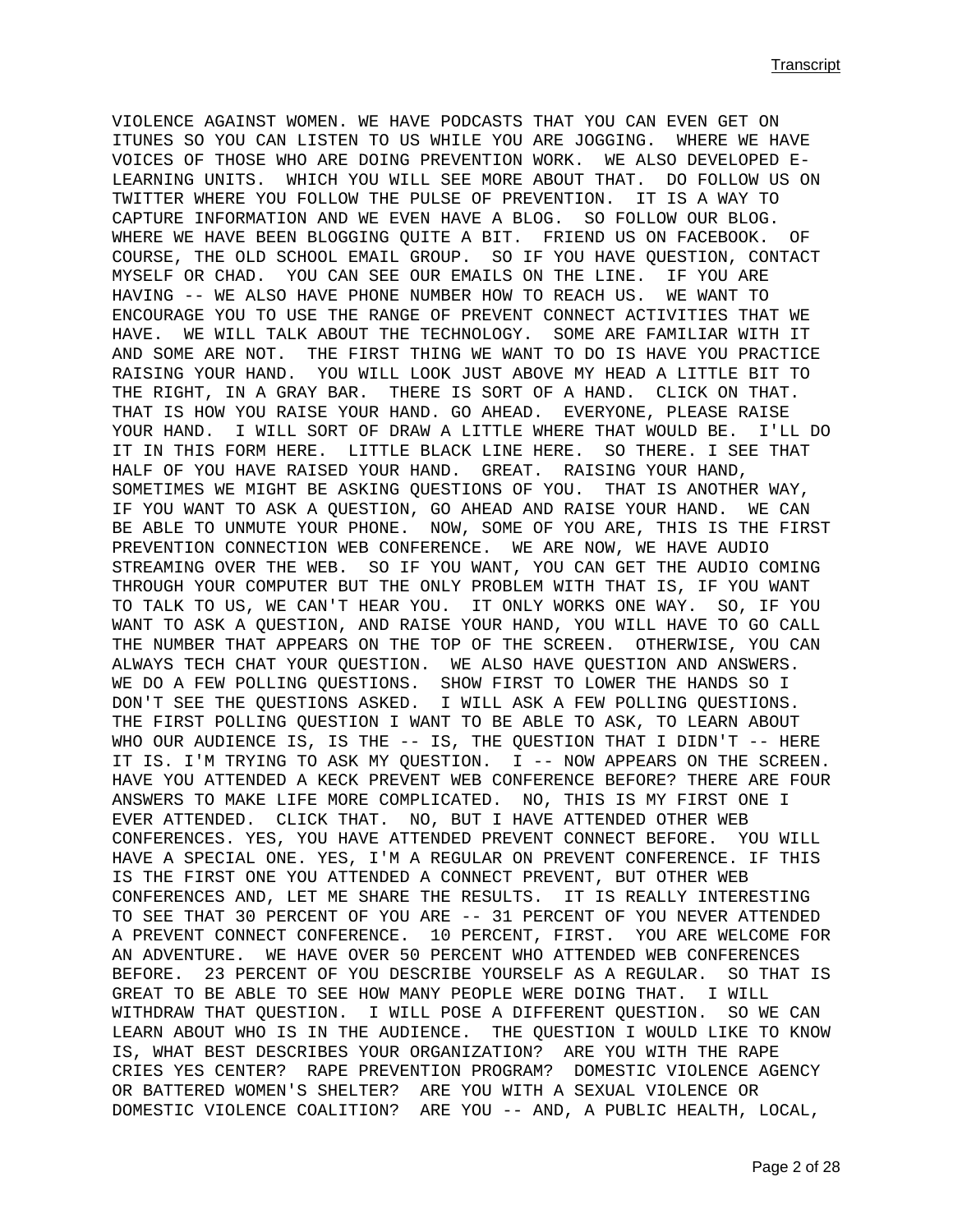VIOLENCE AGAINST WOMEN. WE HAVE PODCASTS THAT YOU CAN EVEN GET ON ITUNES SO YOU CAN LISTEN TO US WHILE YOU ARE JOGGING. WHERE WE HAVE VOICES OF THOSE WHO ARE DOING PREVENTION WORK. WE ALSO DEVELOPED E-LEARNING UNITS. WHICH YOU WILL SEE MORE ABOUT THAT. DO FOLLOW US ON TWITTER WHERE YOU FOLLOW THE PULSE OF PREVENTION. IT IS A WAY TO CAPTURE INFORMATION AND WE EVEN HAVE A BLOG. SO FOLLOW OUR BLOG. WHERE WE HAVE BEEN BLOGGING QUITE A BIT. FRIEND US ON FACEBOOK. OF COURSE, THE OLD SCHOOL EMAIL GROUP. SO IF YOU HAVE QUESTION, CONTACT MYSELF OR CHAD. YOU CAN SEE OUR EMAILS ON THE LINE. IF YOU ARE HAVING -- WE ALSO HAVE PHONE NUMBER HOW TO REACH US. WE WANT TO ENCOURAGE YOU TO USE THE RANGE OF PREVENT CONNECT ACTIVITIES THAT WE HAVE. WE WILL TALK ABOUT THE TECHNOLOGY. SOME ARE FAMILIAR WITH IT AND SOME ARE NOT. THE FIRST THING WE WANT TO DO IS HAVE YOU PRACTICE RAISING YOUR HAND. YOU WILL LOOK JUST ABOVE MY HEAD A LITTLE BIT TO THE RIGHT, IN A GRAY BAR. THERE IS SORT OF A HAND. CLICK ON THAT. THAT IS HOW YOU RAISE YOUR HAND. GO AHEAD. EVERYONE, PLEASE RAISE YOUR HAND. I WILL SORT OF DRAW A LITTLE WHERE THAT WOULD BE. I'LL DO IT IN THIS FORM HERE. LITTLE BLACK LINE HERE. SO THERE. I SEE THAT HALF OF YOU HAVE RAISED YOUR HAND. GREAT. RAISING YOUR HAND, SOMETIMES WE MIGHT BE ASKING QUESTIONS OF YOU. THAT IS ANOTHER WAY, IF YOU WANT TO ASK A QUESTION, GO AHEAD AND RAISE YOUR HAND. WE CAN BE ABLE TO UNMUTE YOUR PHONE. NOW, SOME OF YOU ARE, THIS IS THE FIRST PREVENTION CONNECTION WEB CONFERENCE. WE ARE NOW, WE HAVE AUDIO STREAMING OVER THE WEB. SO IF YOU WANT, YOU CAN GET THE AUDIO COMING THROUGH YOUR COMPUTER BUT THE ONLY PROBLEM WITH THAT IS, IF YOU WANT TO TALK TO US, WE CAN'T HEAR YOU. IT ONLY WORKS ONE WAY. SO, IF YOU WANT TO ASK A QUESTION, AND RAISE YOUR HAND, YOU WILL HAVE TO GO CALL THE NUMBER THAT APPEARS ON THE TOP OF THE SCREEN. OTHERWISE, YOU CAN ALWAYS TECH CHAT YOUR QUESTION. WE ALSO HAVE QUESTION AND ANSWERS. WE DO A FEW POLLING QUESTIONS. SHOW FIRST TO LOWER THE HANDS SO I DON'T SEE THE QUESTIONS ASKED. I WILL ASK A FEW POLLING QUESTIONS. THE FIRST POLLING QUESTION I WANT TO BE ABLE TO ASK, TO LEARN ABOUT WHO OUR AUDIENCE IS, IS THE -- IS, THE QUESTION THAT I DIDN'T -- HERE IT IS. I'M TRYING TO ASK MY QUESTION. I -- NOW APPEARS ON THE SCREEN. HAVE YOU ATTENDED A KECK PREVENT WEB CONFERENCE BEFORE? THERE ARE FOUR ANSWERS TO MAKE LIFE MORE COMPLICATED. NO, THIS IS MY FIRST ONE I EVER ATTENDED. CLICK THAT. NO, BUT I HAVE ATTENDED OTHER WEB CONFERENCES. YES, YOU HAVE ATTENDED PREVENT CONNECT BEFORE. YOU WILL HAVE A SPECIAL ONE. YES, I'M A REGULAR ON PREVENT CONFERENCE. IF THIS IS THE FIRST ONE YOU ATTENDED A CONNECT PREVENT, BUT OTHER WEB CONFERENCES AND, LET ME SHARE THE RESULTS. IT IS REALLY INTERESTING TO SEE THAT 30 PERCENT OF YOU ARE -- 31 PERCENT OF YOU NEVER ATTENDED A PREVENT CONNECT CONFERENCE. 10 PERCENT, FIRST. YOU ARE WELCOME FOR AN ADVENTURE. WE HAVE OVER 50 PERCENT WHO ATTENDED WEB CONFERENCES BEFORE. 23 PERCENT OF YOU DESCRIBE YOURSELF AS A REGULAR. SO THAT IS GREAT TO BE ABLE TO SEE HOW MANY PEOPLE WERE DOING THAT. I WILL WITHDRAW THAT QUESTION. I WILL POSE A DIFFERENT QUESTION. SO WE CAN LEARN ABOUT WHO IS IN THE AUDIENCE. THE QUESTION I WOULD LIKE TO KNOW IS, WHAT BEST DESCRIBES YOUR ORGANIZATION? ARE YOU WITH THE RAPE CRIES YES CENTER? RAPE PREVENTION PROGRAM? DOMESTIC VIOLENCE AGENCY OR BATTERED WOMEN'S SHELTER? ARE YOU WITH A SEXUAL VIOLENCE OR DOMESTIC VIOLENCE COALITION? ARE YOU -- AND, A PUBLIC HEALTH, LOCAL,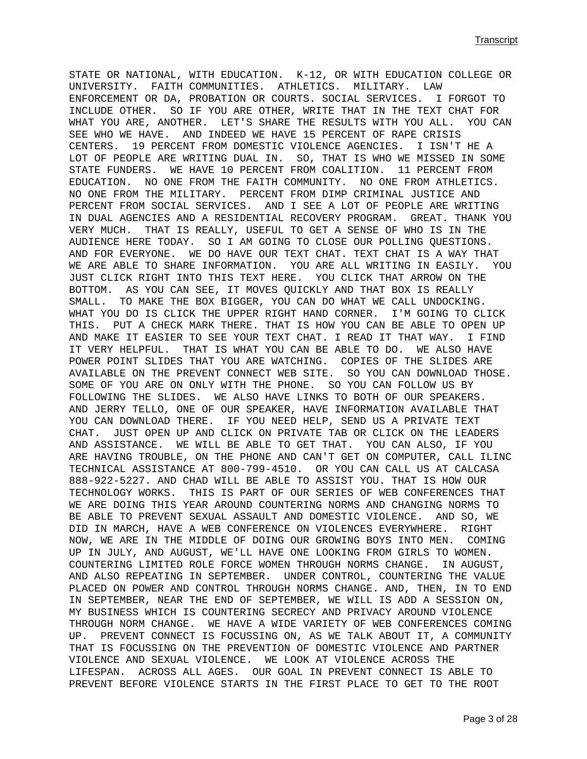STATE OR NATIONAL, WITH EDUCATION. K-12, OR WITH EDUCATION COLLEGE OR UNIVERSITY. FAITH COMMUNITIES. ATHLETICS. MILITARY. LAW ENFORCEMENT OR DA, PROBATION OR COURTS. SOCIAL SERVICES. I FORGOT TO INCLUDE OTHER. SO IF YOU ARE OTHER, WRITE THAT IN THE TEXT CHAT FOR WHAT YOU ARE, ANOTHER. LET'S SHARE THE RESULTS WITH YOU ALL. YOU CAN SEE WHO WE HAVE. AND INDEED WE HAVE 15 PERCENT OF RAPE CRISIS CENTERS. 19 PERCENT FROM DOMESTIC VIOLENCE AGENCIES. I ISN'T HE A LOT OF PEOPLE ARE WRITING DUAL IN. SO, THAT IS WHO WE MISSED IN SOME STATE FUNDERS. WE HAVE 10 PERCENT FROM COALITION. 11 PERCENT FROM EDUCATION. NO ONE FROM THE FAITH COMMUNITY. NO ONE FROM ATHLETICS. NO ONE FROM THE MILITARY. PERCENT FROM DIMP CRIMINAL JUSTICE AND PERCENT FROM SOCIAL SERVICES. AND I SEE A LOT OF PEOPLE ARE WRITING IN DUAL AGENCIES AND A RESIDENTIAL RECOVERY PROGRAM. GREAT. THANK YOU VERY MUCH. THAT IS REALLY, USEFUL TO GET A SENSE OF WHO IS IN THE AUDIENCE HERE TODAY. SO I AM GOING TO CLOSE OUR POLLING QUESTIONS. AND FOR EVERYONE. WE DO HAVE OUR TEXT CHAT. TEXT CHAT IS A WAY THAT WE ARE ABLE TO SHARE INFORMATION. YOU ARE ALL WRITING IN EASILY. YOU JUST CLICK RIGHT INTO THIS TEXT HERE. YOU CLICK THAT ARROW ON THE BOTTOM. AS YOU CAN SEE, IT MOVES QUICKLY AND THAT BOX IS REALLY SMALL. TO MAKE THE BOX BIGGER, YOU CAN DO WHAT WE CALL UNDOCKING. WHAT YOU DO IS CLICK THE UPPER RIGHT HAND CORNER. I'M GOING TO CLICK THIS. PUT A CHECK MARK THERE. THAT IS HOW YOU CAN BE ABLE TO OPEN UP AND MAKE IT EASIER TO SEE YOUR TEXT CHAT. I READ IT THAT WAY. I FIND IT VERY HELPFUL. THAT IS WHAT YOU CAN BE ABLE TO DO. WE ALSO HAVE POWER POINT SLIDES THAT YOU ARE WATCHING. COPIES OF THE SLIDES ARE AVAILABLE ON THE PREVENT CONNECT WEB SITE. SO YOU CAN DOWNLOAD THOSE. SOME OF YOU ARE ON ONLY WITH THE PHONE. SO YOU CAN FOLLOW US BY FOLLOWING THE SLIDES. WE ALSO HAVE LINKS TO BOTH OF OUR SPEAKERS. AND JERRY TELLO, ONE OF OUR SPEAKER, HAVE INFORMATION AVAILABLE THAT YOU CAN DOWNLOAD THERE. IF YOU NEED HELP, SEND US A PRIVATE TEXT CHAT. JUST OPEN UP AND CLICK ON PRIVATE TAB OR CLICK ON THE LEADERS AND ASSISTANCE. WE WILL BE ABLE TO GET THAT. YOU CAN ALSO, IF YOU ARE HAVING TROUBLE, ON THE PHONE AND CAN'T GET ON COMPUTER, CALL ILINC TECHNICAL ASSISTANCE AT 800-799-4510. OR YOU CAN CALL US AT CALCASA 888-922-5227. AND CHAD WILL BE ABLE TO ASSIST YOU. THAT IS HOW OUR TECHNOLOGY WORKS. THIS IS PART OF OUR SERIES OF WEB CONFERENCES THAT WE ARE DOING THIS YEAR AROUND COUNTERING NORMS AND CHANGING NORMS TO BE ABLE TO PREVENT SEXUAL ASSAULT AND DOMESTIC VIOLENCE. AND SO, WE DID IN MARCH, HAVE A WEB CONFERENCE ON VIOLENCES EVERYWHERE. RIGHT NOW, WE ARE IN THE MIDDLE OF DOING OUR GROWING BOYS INTO MEN. COMING UP IN JULY, AND AUGUST, WE'LL HAVE ONE LOOKING FROM GIRLS TO WOMEN. COUNTERING LIMITED ROLE FORCE WOMEN THROUGH NORMS CHANGE. IN AUGUST, AND ALSO REPEATING IN SEPTEMBER. UNDER CONTROL, COUNTERING THE VALUE PLACED ON POWER AND CONTROL THROUGH NORMS CHANGE. AND, THEN, IN TO END IN SEPTEMBER, NEAR THE END OF SEPTEMBER, WE WILL IS ADD A SESSION ON, MY BUSINESS WHICH IS COUNTERING SECRECY AND PRIVACY AROUND VIOLENCE THROUGH NORM CHANGE. WE HAVE A WIDE VARIETY OF WEB CONFERENCES COMING UP. PREVENT CONNECT IS FOCUSSING ON, AS WE TALK ABOUT IT, A COMMUNITY THAT IS FOCUSSING ON THE PREVENTION OF DOMESTIC VIOLENCE AND PARTNER VIOLENCE AND SEXUAL VIOLENCE. WE LOOK AT VIOLENCE ACROSS THE LIFESPAN. ACROSS ALL AGES. OUR GOAL IN PREVENT CONNECT IS ABLE TO PREVENT BEFORE VIOLENCE STARTS IN THE FIRST PLACE TO GET TO THE ROOT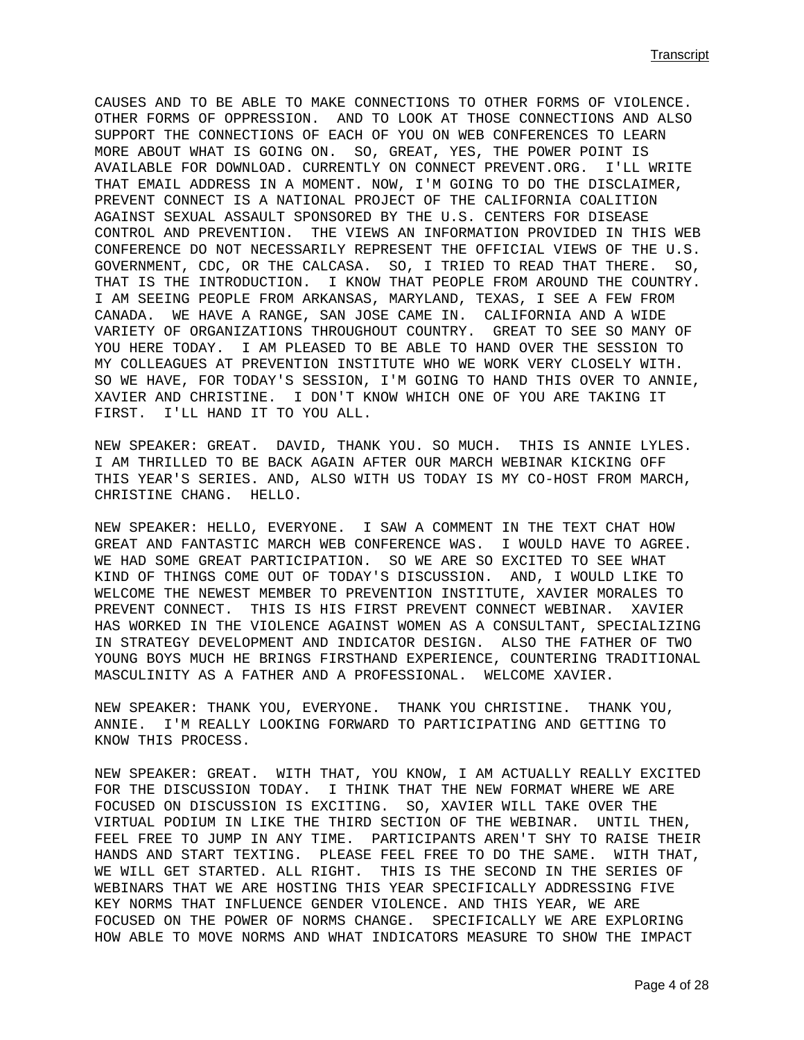CAUSES AND TO BE ABLE TO MAKE CONNECTIONS TO OTHER FORMS OF VIOLENCE. OTHER FORMS OF OPPRESSION. AND TO LOOK AT THOSE CONNECTIONS AND ALSO SUPPORT THE CONNECTIONS OF EACH OF YOU ON WEB CONFERENCES TO LEARN MORE ABOUT WHAT IS GOING ON. SO, GREAT, YES, THE POWER POINT IS AVAILABLE FOR DOWNLOAD. CURRENTLY ON CONNECT PREVENT.ORG. I'LL WRITE THAT EMAIL ADDRESS IN A MOMENT. NOW, I'M GOING TO DO THE DISCLAIMER, PREVENT CONNECT IS A NATIONAL PROJECT OF THE CALIFORNIA COALITION AGAINST SEXUAL ASSAULT SPONSORED BY THE U.S. CENTERS FOR DISEASE CONTROL AND PREVENTION. THE VIEWS AN INFORMATION PROVIDED IN THIS WEB CONFERENCE DO NOT NECESSARILY REPRESENT THE OFFICIAL VIEWS OF THE U.S. GOVERNMENT, CDC, OR THE CALCASA. SO, I TRIED TO READ THAT THERE. SO, THAT IS THE INTRODUCTION. I KNOW THAT PEOPLE FROM AROUND THE COUNTRY. I AM SEEING PEOPLE FROM ARKANSAS, MARYLAND, TEXAS, I SEE A FEW FROM CANADA. WE HAVE A RANGE, SAN JOSE CAME IN. CALIFORNIA AND A WIDE VARIETY OF ORGANIZATIONS THROUGHOUT COUNTRY. GREAT TO SEE SO MANY OF YOU HERE TODAY. I AM PLEASED TO BE ABLE TO HAND OVER THE SESSION TO MY COLLEAGUES AT PREVENTION INSTITUTE WHO WE WORK VERY CLOSELY WITH. SO WE HAVE, FOR TODAY'S SESSION, I'M GOING TO HAND THIS OVER TO ANNIE, XAVIER AND CHRISTINE. I DON'T KNOW WHICH ONE OF YOU ARE TAKING IT FIRST. I'LL HAND IT TO YOU ALL.

NEW SPEAKER: GREAT. DAVID, THANK YOU. SO MUCH. THIS IS ANNIE LYLES. I AM THRILLED TO BE BACK AGAIN AFTER OUR MARCH WEBINAR KICKING OFF THIS YEAR'S SERIES. AND, ALSO WITH US TODAY IS MY CO-HOST FROM MARCH, CHRISTINE CHANG. HELLO.

NEW SPEAKER: HELLO, EVERYONE. I SAW A COMMENT IN THE TEXT CHAT HOW GREAT AND FANTASTIC MARCH WEB CONFERENCE WAS. I WOULD HAVE TO AGREE. WE HAD SOME GREAT PARTICIPATION. SO WE ARE SO EXCITED TO SEE WHAT KIND OF THINGS COME OUT OF TODAY'S DISCUSSION. AND, I WOULD LIKE TO WELCOME THE NEWEST MEMBER TO PREVENTION INSTITUTE, XAVIER MORALES TO PREVENT CONNECT. THIS IS HIS FIRST PREVENT CONNECT WEBINAR. XAVIER HAS WORKED IN THE VIOLENCE AGAINST WOMEN AS A CONSULTANT, SPECIALIZING IN STRATEGY DEVELOPMENT AND INDICATOR DESIGN. ALSO THE FATHER OF TWO YOUNG BOYS MUCH HE BRINGS FIRSTHAND EXPERIENCE, COUNTERING TRADITIONAL MASCULINITY AS A FATHER AND A PROFESSIONAL. WELCOME XAVIER.

NEW SPEAKER: THANK YOU, EVERYONE. THANK YOU CHRISTINE. THANK YOU, ANNIE. I'M REALLY LOOKING FORWARD TO PARTICIPATING AND GETTING TO KNOW THIS PROCESS.

NEW SPEAKER: GREAT. WITH THAT, YOU KNOW, I AM ACTUALLY REALLY EXCITED FOR THE DISCUSSION TODAY. I THINK THAT THE NEW FORMAT WHERE WE ARE FOCUSED ON DISCUSSION IS EXCITING. SO, XAVIER WILL TAKE OVER THE VIRTUAL PODIUM IN LIKE THE THIRD SECTION OF THE WEBINAR. UNTIL THEN, FEEL FREE TO JUMP IN ANY TIME. PARTICIPANTS AREN'T SHY TO RAISE THEIR HANDS AND START TEXTING. PLEASE FEEL FREE TO DO THE SAME. WITH THAT, WE WILL GET STARTED. ALL RIGHT. THIS IS THE SECOND IN THE SERIES OF WEBINARS THAT WE ARE HOSTING THIS YEAR SPECIFICALLY ADDRESSING FIVE KEY NORMS THAT INFLUENCE GENDER VIOLENCE. AND THIS YEAR, WE ARE FOCUSED ON THE POWER OF NORMS CHANGE. SPECIFICALLY WE ARE EXPLORING HOW ABLE TO MOVE NORMS AND WHAT INDICATORS MEASURE TO SHOW THE IMPACT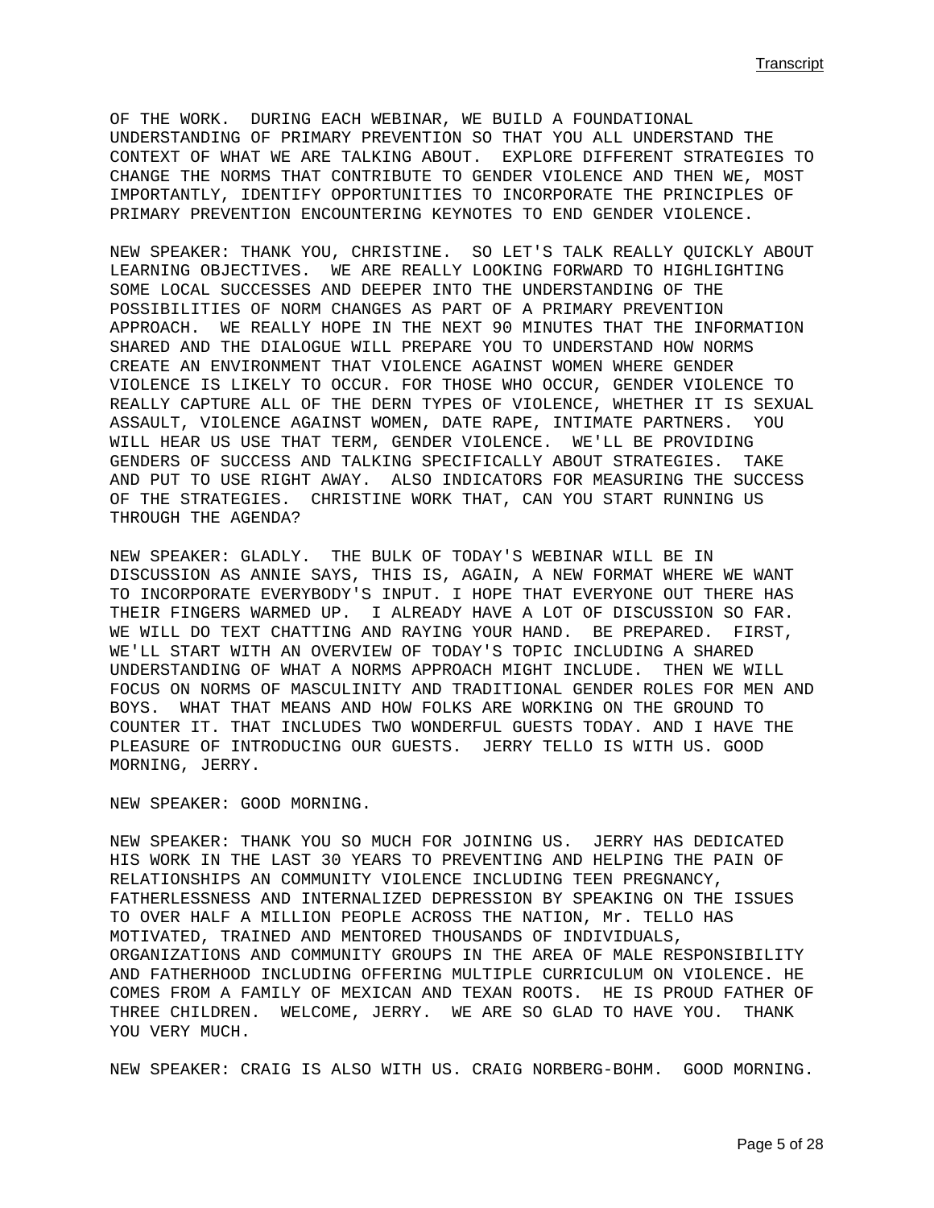OF THE WORK. DURING EACH WEBINAR, WE BUILD A FOUNDATIONAL UNDERSTANDING OF PRIMARY PREVENTION SO THAT YOU ALL UNDERSTAND THE CONTEXT OF WHAT WE ARE TALKING ABOUT. EXPLORE DIFFERENT STRATEGIES TO CHANGE THE NORMS THAT CONTRIBUTE TO GENDER VIOLENCE AND THEN WE, MOST IMPORTANTLY, IDENTIFY OPPORTUNITIES TO INCORPORATE THE PRINCIPLES OF PRIMARY PREVENTION ENCOUNTERING KEYNOTES TO END GENDER VIOLENCE.

NEW SPEAKER: THANK YOU, CHRISTINE. SO LET'S TALK REALLY QUICKLY ABOUT LEARNING OBJECTIVES. WE ARE REALLY LOOKING FORWARD TO HIGHLIGHTING SOME LOCAL SUCCESSES AND DEEPER INTO THE UNDERSTANDING OF THE POSSIBILITIES OF NORM CHANGES AS PART OF A PRIMARY PREVENTION APPROACH. WE REALLY HOPE IN THE NEXT 90 MINUTES THAT THE INFORMATION SHARED AND THE DIALOGUE WILL PREPARE YOU TO UNDERSTAND HOW NORMS CREATE AN ENVIRONMENT THAT VIOLENCE AGAINST WOMEN WHERE GENDER VIOLENCE IS LIKELY TO OCCUR. FOR THOSE WHO OCCUR, GENDER VIOLENCE TO REALLY CAPTURE ALL OF THE DERN TYPES OF VIOLENCE, WHETHER IT IS SEXUAL ASSAULT, VIOLENCE AGAINST WOMEN, DATE RAPE, INTIMATE PARTNERS. YOU WILL HEAR US USE THAT TERM, GENDER VIOLENCE. WE'LL BE PROVIDING GENDERS OF SUCCESS AND TALKING SPECIFICALLY ABOUT STRATEGIES. TAKE AND PUT TO USE RIGHT AWAY. ALSO INDICATORS FOR MEASURING THE SUCCESS OF THE STRATEGIES. CHRISTINE WORK THAT, CAN YOU START RUNNING US THROUGH THE AGENDA?

NEW SPEAKER: GLADLY. THE BULK OF TODAY'S WEBINAR WILL BE IN DISCUSSION AS ANNIE SAYS, THIS IS, AGAIN, A NEW FORMAT WHERE WE WANT TO INCORPORATE EVERYBODY'S INPUT. I HOPE THAT EVERYONE OUT THERE HAS THEIR FINGERS WARMED UP. I ALREADY HAVE A LOT OF DISCUSSION SO FAR. WE WILL DO TEXT CHATTING AND RAYING YOUR HAND. BE PREPARED. FIRST, WE'LL START WITH AN OVERVIEW OF TODAY'S TOPIC INCLUDING A SHARED UNDERSTANDING OF WHAT A NORMS APPROACH MIGHT INCLUDE. THEN WE WILL FOCUS ON NORMS OF MASCULINITY AND TRADITIONAL GENDER ROLES FOR MEN AND BOYS. WHAT THAT MEANS AND HOW FOLKS ARE WORKING ON THE GROUND TO COUNTER IT. THAT INCLUDES TWO WONDERFUL GUESTS TODAY. AND I HAVE THE PLEASURE OF INTRODUCING OUR GUESTS. JERRY TELLO IS WITH US. GOOD MORNING, JERRY.

NEW SPEAKER: GOOD MORNING.

NEW SPEAKER: THANK YOU SO MUCH FOR JOINING US. JERRY HAS DEDICATED HIS WORK IN THE LAST 30 YEARS TO PREVENTING AND HELPING THE PAIN OF RELATIONSHIPS AN COMMUNITY VIOLENCE INCLUDING TEEN PREGNANCY, FATHERLESSNESS AND INTERNALIZED DEPRESSION BY SPEAKING ON THE ISSUES TO OVER HALF A MILLION PEOPLE ACROSS THE NATION, Mr. TELLO HAS MOTIVATED, TRAINED AND MENTORED THOUSANDS OF INDIVIDUALS, ORGANIZATIONS AND COMMUNITY GROUPS IN THE AREA OF MALE RESPONSIBILITY AND FATHERHOOD INCLUDING OFFERING MULTIPLE CURRICULUM ON VIOLENCE. HE COMES FROM A FAMILY OF MEXICAN AND TEXAN ROOTS. HE IS PROUD FATHER OF THREE CHILDREN. WELCOME, JERRY. WE ARE SO GLAD TO HAVE YOU. THANK YOU VERY MUCH.

NEW SPEAKER: CRAIG IS ALSO WITH US. CRAIG NORBERG-BOHM. GOOD MORNING.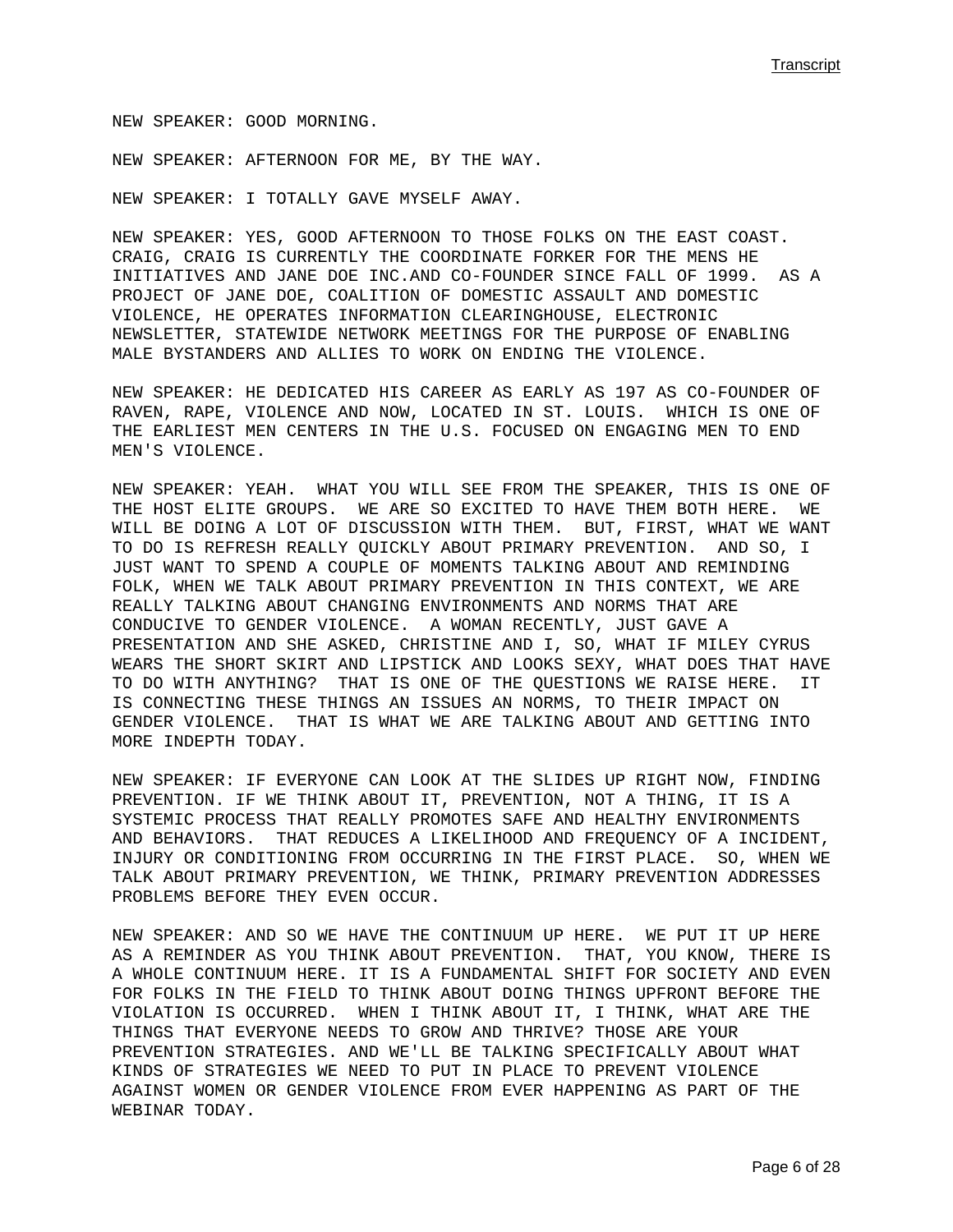NEW SPEAKER: GOOD MORNING.

NEW SPEAKER: AFTERNOON FOR ME, BY THE WAY.

NEW SPEAKER: I TOTALLY GAVE MYSELF AWAY.

NEW SPEAKER: YES, GOOD AFTERNOON TO THOSE FOLKS ON THE EAST COAST. CRAIG, CRAIG IS CURRENTLY THE COORDINATE FORKER FOR THE MENS HE INITIATIVES AND JANE DOE INC.AND CO-FOUNDER SINCE FALL OF 1999. AS A PROJECT OF JANE DOE, COALITION OF DOMESTIC ASSAULT AND DOMESTIC VIOLENCE, HE OPERATES INFORMATION CLEARINGHOUSE, ELECTRONIC NEWSLETTER, STATEWIDE NETWORK MEETINGS FOR THE PURPOSE OF ENABLING MALE BYSTANDERS AND ALLIES TO WORK ON ENDING THE VIOLENCE.

NEW SPEAKER: HE DEDICATED HIS CAREER AS EARLY AS 197 AS CO-FOUNDER OF RAVEN, RAPE, VIOLENCE AND NOW, LOCATED IN ST. LOUIS. WHICH IS ONE OF THE EARLIEST MEN CENTERS IN THE U.S. FOCUSED ON ENGAGING MEN TO END MEN'S VIOLENCE.

NEW SPEAKER: YEAH. WHAT YOU WILL SEE FROM THE SPEAKER, THIS IS ONE OF THE HOST ELITE GROUPS. WE ARE SO EXCITED TO HAVE THEM BOTH HERE. WE WILL BE DOING A LOT OF DISCUSSION WITH THEM. BUT, FIRST, WHAT WE WANT TO DO IS REFRESH REALLY QUICKLY ABOUT PRIMARY PREVENTION. AND SO, I JUST WANT TO SPEND A COUPLE OF MOMENTS TALKING ABOUT AND REMINDING FOLK, WHEN WE TALK ABOUT PRIMARY PREVENTION IN THIS CONTEXT, WE ARE REALLY TALKING ABOUT CHANGING ENVIRONMENTS AND NORMS THAT ARE CONDUCIVE TO GENDER VIOLENCE. A WOMAN RECENTLY, JUST GAVE A PRESENTATION AND SHE ASKED, CHRISTINE AND I, SO, WHAT IF MILEY CYRUS WEARS THE SHORT SKIRT AND LIPSTICK AND LOOKS SEXY, WHAT DOES THAT HAVE TO DO WITH ANYTHING? THAT IS ONE OF THE QUESTIONS WE RAISE HERE. IT IS CONNECTING THESE THINGS AN ISSUES AN NORMS, TO THEIR IMPACT ON GENDER VIOLENCE. THAT IS WHAT WE ARE TALKING ABOUT AND GETTING INTO MORE INDEPTH TODAY.

NEW SPEAKER: IF EVERYONE CAN LOOK AT THE SLIDES UP RIGHT NOW, FINDING PREVENTION. IF WE THINK ABOUT IT, PREVENTION, NOT A THING, IT IS A SYSTEMIC PROCESS THAT REALLY PROMOTES SAFE AND HEALTHY ENVIRONMENTS AND BEHAVIORS. THAT REDUCES A LIKELIHOOD AND FREQUENCY OF A INCIDENT, INJURY OR CONDITIONING FROM OCCURRING IN THE FIRST PLACE. SO, WHEN WE TALK ABOUT PRIMARY PREVENTION, WE THINK, PRIMARY PREVENTION ADDRESSES PROBLEMS BEFORE THEY EVEN OCCUR.

NEW SPEAKER: AND SO WE HAVE THE CONTINUUM UP HERE. WE PUT IT UP HERE AS A REMINDER AS YOU THINK ABOUT PREVENTION. THAT, YOU KNOW, THERE IS A WHOLE CONTINUUM HERE. IT IS A FUNDAMENTAL SHIFT FOR SOCIETY AND EVEN FOR FOLKS IN THE FIELD TO THINK ABOUT DOING THINGS UPFRONT BEFORE THE VIOLATION IS OCCURRED. WHEN I THINK ABOUT IT, I THINK, WHAT ARE THE THINGS THAT EVERYONE NEEDS TO GROW AND THRIVE? THOSE ARE YOUR PREVENTION STRATEGIES. AND WE'LL BE TALKING SPECIFICALLY ABOUT WHAT KINDS OF STRATEGIES WE NEED TO PUT IN PLACE TO PREVENT VIOLENCE AGAINST WOMEN OR GENDER VIOLENCE FROM EVER HAPPENING AS PART OF THE WEBINAR TODAY.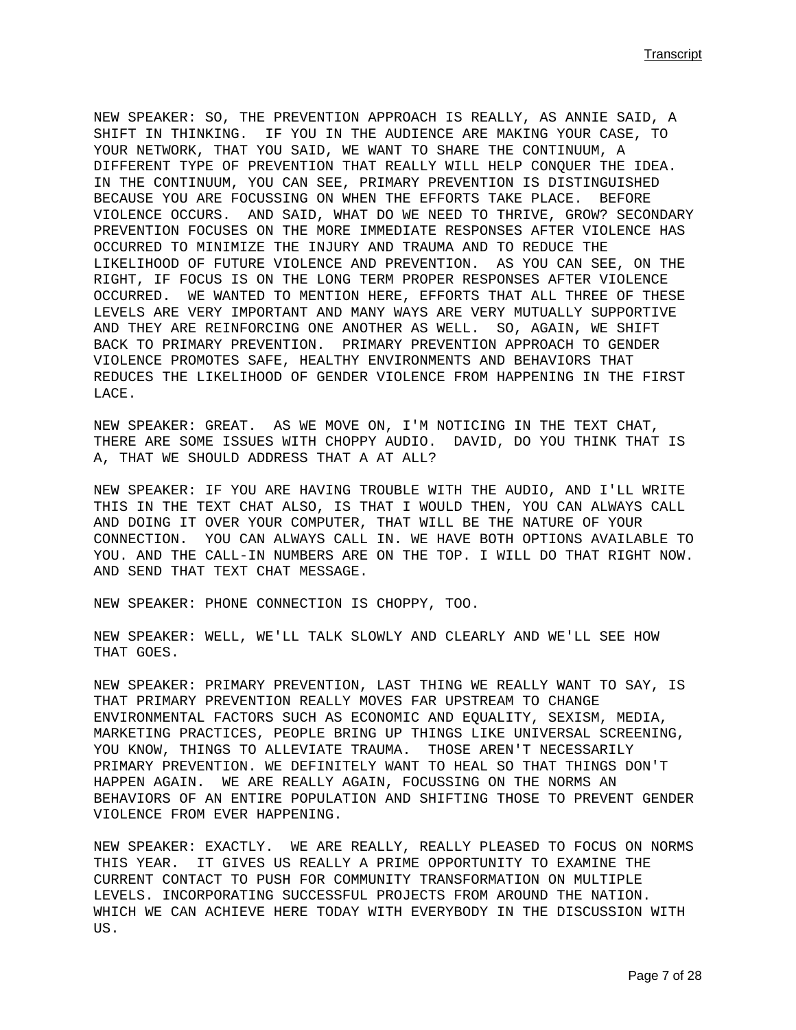NEW SPEAKER: SO, THE PREVENTION APPROACH IS REALLY, AS ANNIE SAID, A SHIFT IN THINKING. IF YOU IN THE AUDIENCE ARE MAKING YOUR CASE, TO YOUR NETWORK, THAT YOU SAID, WE WANT TO SHARE THE CONTINUUM, A DIFFERENT TYPE OF PREVENTION THAT REALLY WILL HELP CONQUER THE IDEA. IN THE CONTINUUM, YOU CAN SEE, PRIMARY PREVENTION IS DISTINGUISHED BECAUSE YOU ARE FOCUSSING ON WHEN THE EFFORTS TAKE PLACE. BEFORE VIOLENCE OCCURS. AND SAID, WHAT DO WE NEED TO THRIVE, GROW? SECONDARY PREVENTION FOCUSES ON THE MORE IMMEDIATE RESPONSES AFTER VIOLENCE HAS OCCURRED TO MINIMIZE THE INJURY AND TRAUMA AND TO REDUCE THE LIKELIHOOD OF FUTURE VIOLENCE AND PREVENTION. AS YOU CAN SEE, ON THE RIGHT, IF FOCUS IS ON THE LONG TERM PROPER RESPONSES AFTER VIOLENCE OCCURRED. WE WANTED TO MENTION HERE, EFFORTS THAT ALL THREE OF THESE LEVELS ARE VERY IMPORTANT AND MANY WAYS ARE VERY MUTUALLY SUPPORTIVE AND THEY ARE REINFORCING ONE ANOTHER AS WELL. SO, AGAIN, WE SHIFT BACK TO PRIMARY PREVENTION. PRIMARY PREVENTION APPROACH TO GENDER VIOLENCE PROMOTES SAFE, HEALTHY ENVIRONMENTS AND BEHAVIORS THAT REDUCES THE LIKELIHOOD OF GENDER VIOLENCE FROM HAPPENING IN THE FIRST LACE.

NEW SPEAKER: GREAT. AS WE MOVE ON, I'M NOTICING IN THE TEXT CHAT, THERE ARE SOME ISSUES WITH CHOPPY AUDIO. DAVID, DO YOU THINK THAT IS A, THAT WE SHOULD ADDRESS THAT A AT ALL?

NEW SPEAKER: IF YOU ARE HAVING TROUBLE WITH THE AUDIO, AND I'LL WRITE THIS IN THE TEXT CHAT ALSO, IS THAT I WOULD THEN, YOU CAN ALWAYS CALL AND DOING IT OVER YOUR COMPUTER, THAT WILL BE THE NATURE OF YOUR CONNECTION. YOU CAN ALWAYS CALL IN. WE HAVE BOTH OPTIONS AVAILABLE TO YOU. AND THE CALL-IN NUMBERS ARE ON THE TOP. I WILL DO THAT RIGHT NOW. AND SEND THAT TEXT CHAT MESSAGE.

NEW SPEAKER: PHONE CONNECTION IS CHOPPY, TOO.

NEW SPEAKER: WELL, WE'LL TALK SLOWLY AND CLEARLY AND WE'LL SEE HOW THAT GOES.

NEW SPEAKER: PRIMARY PREVENTION, LAST THING WE REALLY WANT TO SAY, IS THAT PRIMARY PREVENTION REALLY MOVES FAR UPSTREAM TO CHANGE ENVIRONMENTAL FACTORS SUCH AS ECONOMIC AND EQUALITY, SEXISM, MEDIA, MARKETING PRACTICES, PEOPLE BRING UP THINGS LIKE UNIVERSAL SCREENING, YOU KNOW, THINGS TO ALLEVIATE TRAUMA. THOSE AREN'T NECESSARILY PRIMARY PREVENTION. WE DEFINITELY WANT TO HEAL SO THAT THINGS DON'T HAPPEN AGAIN. WE ARE REALLY AGAIN, FOCUSSING ON THE NORMS AN BEHAVIORS OF AN ENTIRE POPULATION AND SHIFTING THOSE TO PREVENT GENDER VIOLENCE FROM EVER HAPPENING.

NEW SPEAKER: EXACTLY. WE ARE REALLY, REALLY PLEASED TO FOCUS ON NORMS THIS YEAR. IT GIVES US REALLY A PRIME OPPORTUNITY TO EXAMINE THE CURRENT CONTACT TO PUSH FOR COMMUNITY TRANSFORMATION ON MULTIPLE LEVELS. INCORPORATING SUCCESSFUL PROJECTS FROM AROUND THE NATION. WHICH WE CAN ACHIEVE HERE TODAY WITH EVERYBODY IN THE DISCUSSION WITH US.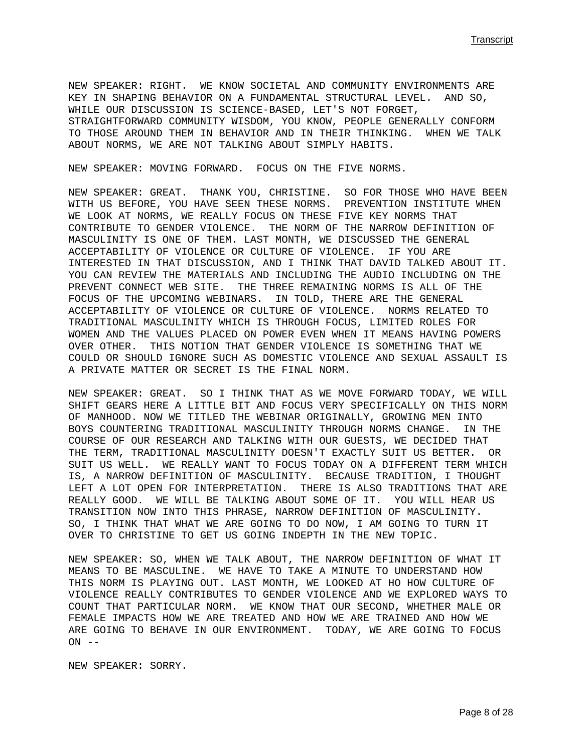NEW SPEAKER: RIGHT. WE KNOW SOCIETAL AND COMMUNITY ENVIRONMENTS ARE KEY IN SHAPING BEHAVIOR ON A FUNDAMENTAL STRUCTURAL LEVEL. AND SO, WHILE OUR DISCUSSION IS SCIENCE-BASED, LET'S NOT FORGET, STRAIGHTFORWARD COMMUNITY WISDOM, YOU KNOW, PEOPLE GENERALLY CONFORM TO THOSE AROUND THEM IN BEHAVIOR AND IN THEIR THINKING. WHEN WE TALK ABOUT NORMS, WE ARE NOT TALKING ABOUT SIMPLY HABITS.

NEW SPEAKER: MOVING FORWARD. FOCUS ON THE FIVE NORMS.

NEW SPEAKER: GREAT. THANK YOU, CHRISTINE. SO FOR THOSE WHO HAVE BEEN WITH US BEFORE, YOU HAVE SEEN THESE NORMS. PREVENTION INSTITUTE WHEN WE LOOK AT NORMS, WE REALLY FOCUS ON THESE FIVE KEY NORMS THAT CONTRIBUTE TO GENDER VIOLENCE. THE NORM OF THE NARROW DEFINITION OF MASCULINITY IS ONE OF THEM. LAST MONTH, WE DISCUSSED THE GENERAL ACCEPTABILITY OF VIOLENCE OR CULTURE OF VIOLENCE. IF YOU ARE INTERESTED IN THAT DISCUSSION, AND I THINK THAT DAVID TALKED ABOUT IT. YOU CAN REVIEW THE MATERIALS AND INCLUDING THE AUDIO INCLUDING ON THE PREVENT CONNECT WEB SITE. THE THREE REMAINING NORMS IS ALL OF THE FOCUS OF THE UPCOMING WEBINARS. IN TOLD, THERE ARE THE GENERAL ACCEPTABILITY OF VIOLENCE OR CULTURE OF VIOLENCE. NORMS RELATED TO TRADITIONAL MASCULINITY WHICH IS THROUGH FOCUS, LIMITED ROLES FOR WOMEN AND THE VALUES PLACED ON POWER EVEN WHEN IT MEANS HAVING POWERS OVER OTHER. THIS NOTION THAT GENDER VIOLENCE IS SOMETHING THAT WE COULD OR SHOULD IGNORE SUCH AS DOMESTIC VIOLENCE AND SEXUAL ASSAULT IS A PRIVATE MATTER OR SECRET IS THE FINAL NORM.

NEW SPEAKER: GREAT. SO I THINK THAT AS WE MOVE FORWARD TODAY, WE WILL SHIFT GEARS HERE A LITTLE BIT AND FOCUS VERY SPECIFICALLY ON THIS NORM OF MANHOOD. NOW WE TITLED THE WEBINAR ORIGINALLY, GROWING MEN INTO BOYS COUNTERING TRADITIONAL MASCULINITY THROUGH NORMS CHANGE. IN THE COURSE OF OUR RESEARCH AND TALKING WITH OUR GUESTS, WE DECIDED THAT THE TERM, TRADITIONAL MASCULINITY DOESN'T EXACTLY SUIT US BETTER. OR SUIT US WELL. WE REALLY WANT TO FOCUS TODAY ON A DIFFERENT TERM WHICH IS, A NARROW DEFINITION OF MASCULINITY. BECAUSE TRADITION, I THOUGHT LEFT A LOT OPEN FOR INTERPRETATION. THERE IS ALSO TRADITIONS THAT ARE REALLY GOOD. WE WILL BE TALKING ABOUT SOME OF IT. YOU WILL HEAR US TRANSITION NOW INTO THIS PHRASE, NARROW DEFINITION OF MASCULINITY. SO, I THINK THAT WHAT WE ARE GOING TO DO NOW, I AM GOING TO TURN IT OVER TO CHRISTINE TO GET US GOING INDEPTH IN THE NEW TOPIC.

NEW SPEAKER: SO, WHEN WE TALK ABOUT, THE NARROW DEFINITION OF WHAT IT MEANS TO BE MASCULINE. WE HAVE TO TAKE A MINUTE TO UNDERSTAND HOW THIS NORM IS PLAYING OUT. LAST MONTH, WE LOOKED AT HO HOW CULTURE OF VIOLENCE REALLY CONTRIBUTES TO GENDER VIOLENCE AND WE EXPLORED WAYS TO COUNT THAT PARTICULAR NORM. WE KNOW THAT OUR SECOND, WHETHER MALE OR FEMALE IMPACTS HOW WE ARE TREATED AND HOW WE ARE TRAINED AND HOW WE ARE GOING TO BEHAVE IN OUR ENVIRONMENT. TODAY, WE ARE GOING TO FOCUS ON --

NEW SPEAKER: SORRY.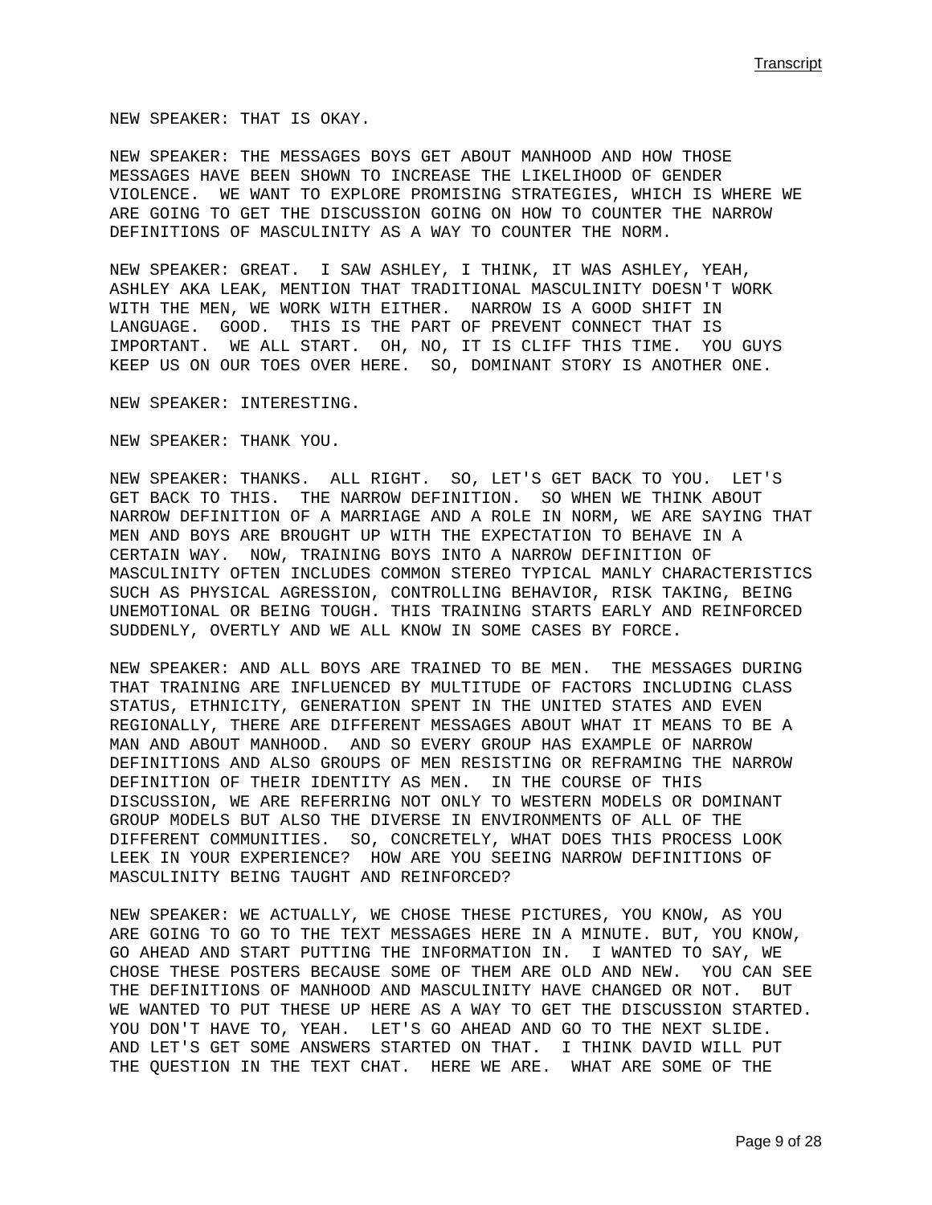NEW SPEAKER: THAT IS OKAY.

NEW SPEAKER: THE MESSAGES BOYS GET ABOUT MANHOOD AND HOW THOSE MESSAGES HAVE BEEN SHOWN TO INCREASE THE LIKELIHOOD OF GENDER VIOLENCE. WE WANT TO EXPLORE PROMISING STRATEGIES, WHICH IS WHERE WE ARE GOING TO GET THE DISCUSSION GOING ON HOW TO COUNTER THE NARROW DEFINITIONS OF MASCULINITY AS A WAY TO COUNTER THE NORM.

NEW SPEAKER: GREAT. I SAW ASHLEY, I THINK, IT WAS ASHLEY, YEAH, ASHLEY AKA LEAK, MENTION THAT TRADITIONAL MASCULINITY DOESN'T WORK WITH THE MEN, WE WORK WITH EITHER. NARROW IS A GOOD SHIFT IN LANGUAGE. GOOD. THIS IS THE PART OF PREVENT CONNECT THAT IS IMPORTANT. WE ALL START. OH, NO, IT IS CLIFF THIS TIME. YOU GUYS KEEP US ON OUR TOES OVER HERE. SO, DOMINANT STORY IS ANOTHER ONE.

NEW SPEAKER: INTERESTING.

NEW SPEAKER: THANK YOU.

NEW SPEAKER: THANKS. ALL RIGHT. SO, LET'S GET BACK TO YOU. LET'S GET BACK TO THIS. THE NARROW DEFINITION. SO WHEN WE THINK ABOUT NARROW DEFINITION OF A MARRIAGE AND A ROLE IN NORM, WE ARE SAYING THAT MEN AND BOYS ARE BROUGHT UP WITH THE EXPECTATION TO BEHAVE IN A CERTAIN WAY. NOW, TRAINING BOYS INTO A NARROW DEFINITION OF MASCULINITY OFTEN INCLUDES COMMON STEREO TYPICAL MANLY CHARACTERISTICS SUCH AS PHYSICAL AGRESSION, CONTROLLING BEHAVIOR, RISK TAKING, BEING UNEMOTIONAL OR BEING TOUGH. THIS TRAINING STARTS EARLY AND REINFORCED SUDDENLY, OVERTLY AND WE ALL KNOW IN SOME CASES BY FORCE.

NEW SPEAKER: AND ALL BOYS ARE TRAINED TO BE MEN. THE MESSAGES DURING THAT TRAINING ARE INFLUENCED BY MULTITUDE OF FACTORS INCLUDING CLASS STATUS, ETHNICITY, GENERATION SPENT IN THE UNITED STATES AND EVEN REGIONALLY, THERE ARE DIFFERENT MESSAGES ABOUT WHAT IT MEANS TO BE A MAN AND ABOUT MANHOOD. AND SO EVERY GROUP HAS EXAMPLE OF NARROW DEFINITIONS AND ALSO GROUPS OF MEN RESISTING OR REFRAMING THE NARROW DEFINITION OF THEIR IDENTITY AS MEN. IN THE COURSE OF THIS DISCUSSION, WE ARE REFERRING NOT ONLY TO WESTERN MODELS OR DOMINANT GROUP MODELS BUT ALSO THE DIVERSE IN ENVIRONMENTS OF ALL OF THE DIFFERENT COMMUNITIES. SO, CONCRETELY, WHAT DOES THIS PROCESS LOOK LEEK IN YOUR EXPERIENCE? HOW ARE YOU SEEING NARROW DEFINITIONS OF MASCULINITY BEING TAUGHT AND REINFORCED?

NEW SPEAKER: WE ACTUALLY, WE CHOSE THESE PICTURES, YOU KNOW, AS YOU ARE GOING TO GO TO THE TEXT MESSAGES HERE IN A MINUTE. BUT, YOU KNOW, GO AHEAD AND START PUTTING THE INFORMATION IN. I WANTED TO SAY, WE CHOSE THESE POSTERS BECAUSE SOME OF THEM ARE OLD AND NEW. YOU CAN SEE THE DEFINITIONS OF MANHOOD AND MASCULINITY HAVE CHANGED OR NOT. BUT WE WANTED TO PUT THESE UP HERE AS A WAY TO GET THE DISCUSSION STARTED. YOU DON'T HAVE TO, YEAH. LET'S GO AHEAD AND GO TO THE NEXT SLIDE. AND LET'S GET SOME ANSWERS STARTED ON THAT. I THINK DAVID WILL PUT THE QUESTION IN THE TEXT CHAT. HERE WE ARE. WHAT ARE SOME OF THE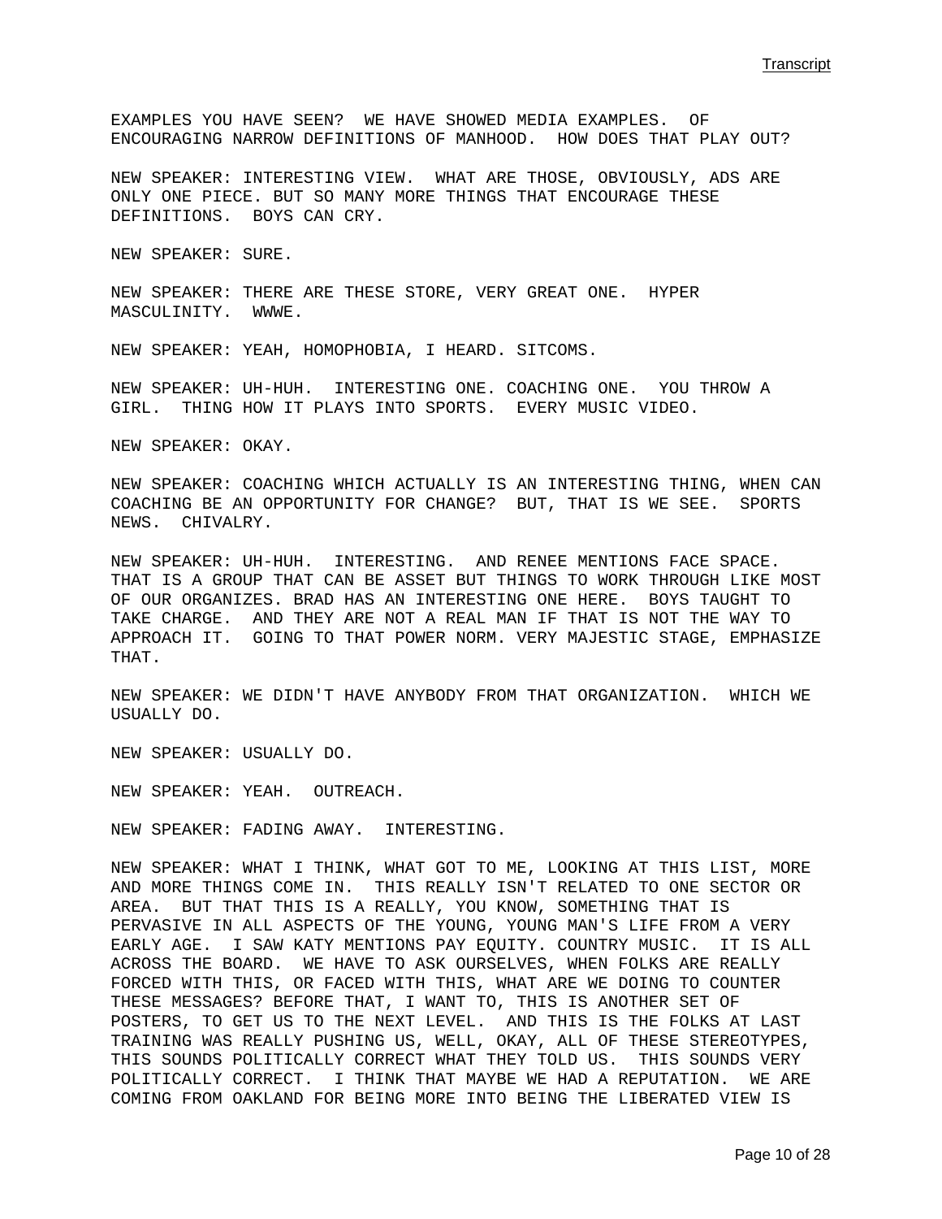EXAMPLES YOU HAVE SEEN? WE HAVE SHOWED MEDIA EXAMPLES. OF ENCOURAGING NARROW DEFINITIONS OF MANHOOD. HOW DOES THAT PLAY OUT?

NEW SPEAKER: INTERESTING VIEW. WHAT ARE THOSE, OBVIOUSLY, ADS ARE ONLY ONE PIECE. BUT SO MANY MORE THINGS THAT ENCOURAGE THESE DEFINITIONS. BOYS CAN CRY.

NEW SPEAKER: SURE.

NEW SPEAKER: THERE ARE THESE STORE, VERY GREAT ONE. HYPER MASCULINITY. WWWE.

NEW SPEAKER: YEAH, HOMOPHOBIA, I HEARD. SITCOMS.

NEW SPEAKER: UH-HUH. INTERESTING ONE. COACHING ONE. YOU THROW A GIRL. THING HOW IT PLAYS INTO SPORTS. EVERY MUSIC VIDEO.

NEW SPEAKER: OKAY.

NEW SPEAKER: COACHING WHICH ACTUALLY IS AN INTERESTING THING, WHEN CAN COACHING BE AN OPPORTUNITY FOR CHANGE? BUT, THAT IS WE SEE. SPORTS NEWS. CHIVALRY.

NEW SPEAKER: UH-HUH. INTERESTING. AND RENEE MENTIONS FACE SPACE. THAT IS A GROUP THAT CAN BE ASSET BUT THINGS TO WORK THROUGH LIKE MOST OF OUR ORGANIZES. BRAD HAS AN INTERESTING ONE HERE. BOYS TAUGHT TO TAKE CHARGE. AND THEY ARE NOT A REAL MAN IF THAT IS NOT THE WAY TO APPROACH IT. GOING TO THAT POWER NORM. VERY MAJESTIC STAGE, EMPHASIZE THAT.

NEW SPEAKER: WE DIDN'T HAVE ANYBODY FROM THAT ORGANIZATION. WHICH WE USUALLY DO.

NEW SPEAKER: USUALLY DO.

NEW SPEAKER: YEAH. OUTREACH.

NEW SPEAKER: FADING AWAY. INTERESTING.

NEW SPEAKER: WHAT I THINK, WHAT GOT TO ME, LOOKING AT THIS LIST, MORE AND MORE THINGS COME IN. THIS REALLY ISN'T RELATED TO ONE SECTOR OR AREA. BUT THAT THIS IS A REALLY, YOU KNOW, SOMETHING THAT IS PERVASIVE IN ALL ASPECTS OF THE YOUNG, YOUNG MAN'S LIFE FROM A VERY EARLY AGE. I SAW KATY MENTIONS PAY EQUITY. COUNTRY MUSIC. IT IS ALL ACROSS THE BOARD. WE HAVE TO ASK OURSELVES, WHEN FOLKS ARE REALLY FORCED WITH THIS, OR FACED WITH THIS, WHAT ARE WE DOING TO COUNTER THESE MESSAGES? BEFORE THAT, I WANT TO, THIS IS ANOTHER SET OF POSTERS, TO GET US TO THE NEXT LEVEL. AND THIS IS THE FOLKS AT LAST TRAINING WAS REALLY PUSHING US, WELL, OKAY, ALL OF THESE STEREOTYPES, THIS SOUNDS POLITICALLY CORRECT WHAT THEY TOLD US. THIS SOUNDS VERY POLITICALLY CORRECT. I THINK THAT MAYBE WE HAD A REPUTATION. WE ARE COMING FROM OAKLAND FOR BEING MORE INTO BEING THE LIBERATED VIEW IS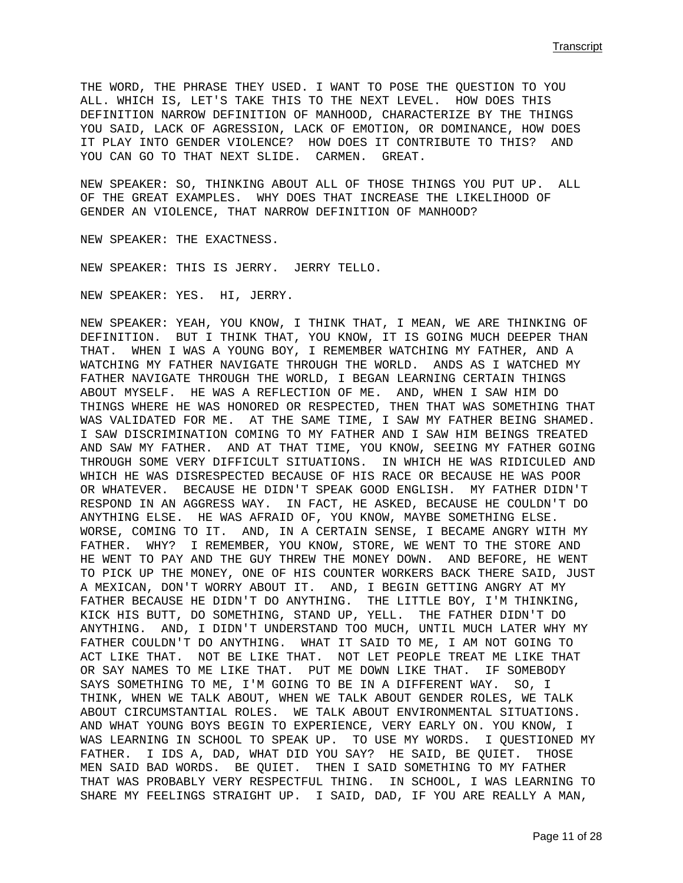THE WORD, THE PHRASE THEY USED. I WANT TO POSE THE QUESTION TO YOU ALL. WHICH IS, LET'S TAKE THIS TO THE NEXT LEVEL.  HOW DOES THIS DEFINITION NARROW DEFINITION OF MANHOOD, CHARACTERIZE BY THE THINGS YOU SAID, LACK OF AGRESSION, LACK OF EMOTION, OR DOMINANCE, HOW DOES IT PLAY INTO GENDER VIOLENCE?  HOW DOES IT CONTRIBUTE TO THIS?  AND YOU CAN GO TO THAT NEXT SLIDE.  CARMEN.  GREAT.

NEW SPEAKER: SO, THINKING ABOUT ALL OF THOSE THINGS YOU PUT UP.  ALL OF THE GREAT EXAMPLES.  WHY DOES THAT INCREASE THE LIKELIHOOD OF GENDER AN VIOLENCE, THAT NARROW DEFINITION OF MANHOOD?

NEW SPEAKER: THE EXACTNESS.

NEW SPEAKER: THIS IS JERRY.  JERRY TELLO.

NEW SPEAKER: YES.  HI, JERRY.

NEW SPEAKER: YEAH, YOU KNOW, I THINK THAT, I MEAN, WE ARE THINKING OF DEFINITION.  BUT I THINK THAT, YOU KNOW, IT IS GOING MUCH DEEPER THAN THAT.  WHEN I WAS A YOUNG BOY, I REMEMBER WATCHING MY FATHER, AND A WATCHING MY FATHER NAVIGATE THROUGH THE WORLD.  ANDS AS I WATCHED MY FATHER NAVIGATE THROUGH THE WORLD, I BEGAN LEARNING CERTAIN THINGS ABOUT MYSELF.  HE WAS A REFLECTION OF ME.  AND, WHEN I SAW HIM DO THINGS WHERE HE WAS HONORED OR RESPECTED, THEN THAT WAS SOMETHING THAT WAS VALIDATED FOR ME.  AT THE SAME TIME, I SAW MY FATHER BEING SHAMED. I SAW DISCRIMINATION COMING TO MY FATHER AND I SAW HIM BEINGS TREATED AND SAW MY FATHER.  AND AT THAT TIME, YOU KNOW, SEEING MY FATHER GOING THROUGH SOME VERY DIFFICULT SITUATIONS.  IN WHICH HE WAS RIDICULED AND WHICH HE WAS DISRESPECTED BECAUSE OF HIS RACE OR BECAUSE HE WAS POOR OR WHATEVER.  BECAUSE HE DIDN'T SPEAK GOOD ENGLISH.  MY FATHER DIDN'T RESPOND IN AN AGGRESS WAY.  IN FACT, HE ASKED, BECAUSE HE COULDN'T DO ANYTHING ELSE.  HE WAS AFRAID OF, YOU KNOW, MAYBE SOMETHING ELSE. WORSE, COMING TO IT.  AND, IN A CERTAIN SENSE, I BECAME ANGRY WITH MY FATHER.  WHY?  I REMEMBER, YOU KNOW, STORE, WE WENT TO THE STORE AND HE WENT TO PAY AND THE GUY THREW THE MONEY DOWN.  AND BEFORE, HE WENT TO PICK UP THE MONEY, ONE OF HIS COUNTER WORKERS BACK THERE SAID, JUST A MEXICAN, DON'T WORRY ABOUT IT.  AND, I BEGIN GETTING ANGRY AT MY FATHER BECAUSE HE DIDN'T DO ANYTHING.  THE LITTLE BOY, I'M THINKING, KICK HIS BUTT, DO SOMETHING, STAND UP, YELL.  THE FATHER DIDN'T DO ANYTHING.  AND, I DIDN'T UNDERSTAND TOO MUCH, UNTIL MUCH LATER WHY MY FATHER COULDN'T DO ANYTHING.  WHAT IT SAID TO ME, I AM NOT GOING TO ACT LIKE THAT.  NOT BE LIKE THAT.  NOT LET PEOPLE TREAT ME LIKE THAT OR SAY NAMES TO ME LIKE THAT.  PUT ME DOWN LIKE THAT.  IF SOMEBODY SAYS SOMETHING TO ME, I'M GOING TO BE IN A DIFFERENT WAY.  SO, I THINK, WHEN WE TALK ABOUT, WHEN WE TALK ABOUT GENDER ROLES, WE TALK ABOUT CIRCUMSTANTIAL ROLES.  WE TALK ABOUT ENVIRONMENTAL SITUATIONS. AND WHAT YOUNG BOYS BEGIN TO EXPERIENCE, VERY EARLY ON. YOU KNOW, I WAS LEARNING IN SCHOOL TO SPEAK UP.  TO USE MY WORDS.  I QUESTIONED MY FATHER.  I IDS A, DAD, WHAT DID YOU SAY?  HE SAID, BE QUIET.  THOSE MEN SAID BAD WORDS.  BE QUIET.  THEN I SAID SOMETHING TO MY FATHER THAT WAS PROBABLY VERY RESPECTFUL THING.  IN SCHOOL, I WAS LEARNING TO SHARE MY FEELINGS STRAIGHT UP.  I SAID, DAD, IF YOU ARE REALLY A MAN,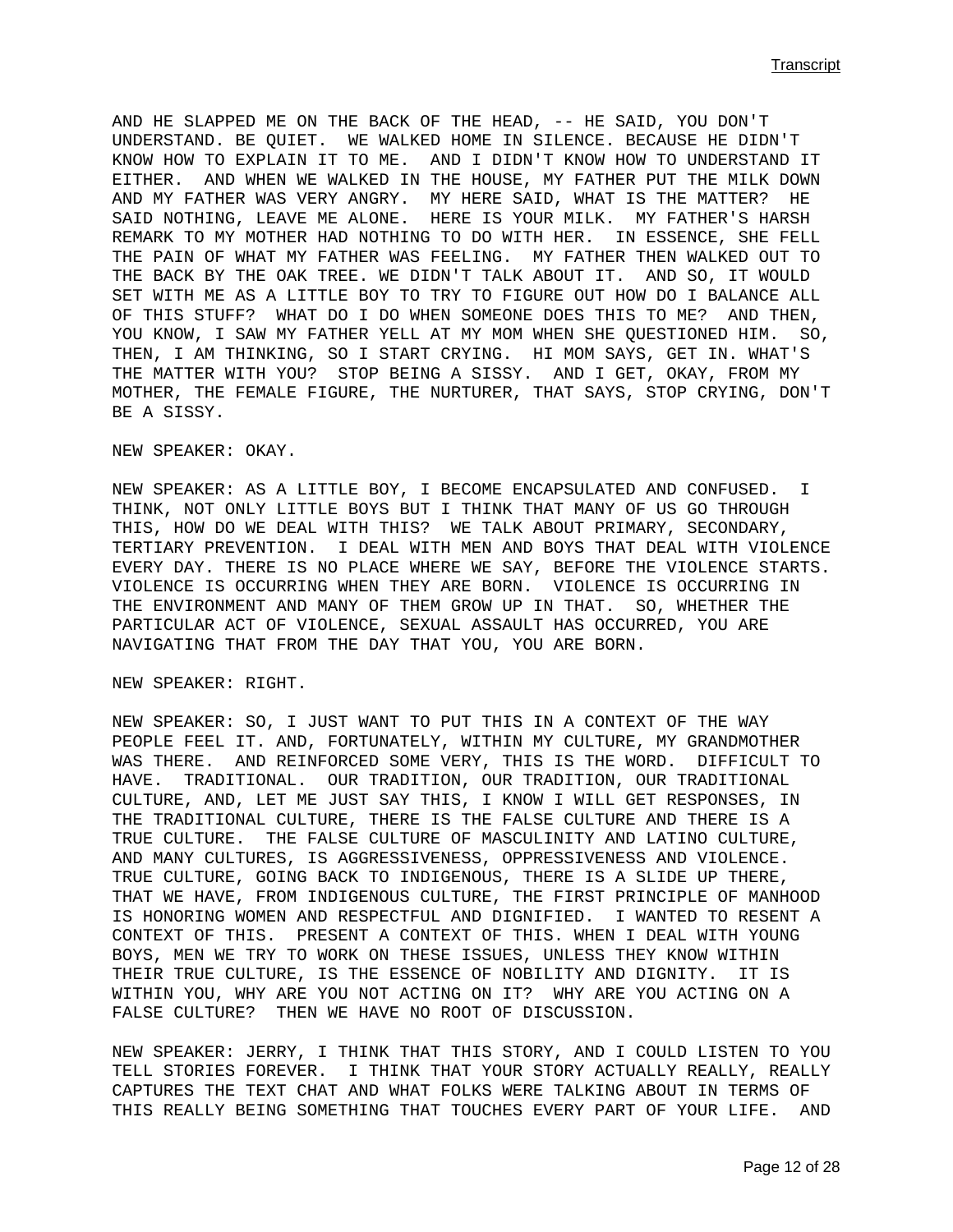AND HE SLAPPED ME ON THE BACK OF THE HEAD, -- HE SAID, YOU DON'T UNDERSTAND. BE QUIET. WE WALKED HOME IN SILENCE. BECAUSE HE DIDN'T KNOW HOW TO EXPLAIN IT TO ME. AND I DIDN'T KNOW HOW TO UNDERSTAND IT EITHER. AND WHEN WE WALKED IN THE HOUSE, MY FATHER PUT THE MILK DOWN AND MY FATHER WAS VERY ANGRY. MY HERE SAID, WHAT IS THE MATTER? HE SAID NOTHING, LEAVE ME ALONE. HERE IS YOUR MILK. MY FATHER'S HARSH REMARK TO MY MOTHER HAD NOTHING TO DO WITH HER. IN ESSENCE, SHE FELL THE PAIN OF WHAT MY FATHER WAS FEELING. MY FATHER THEN WALKED OUT TO THE BACK BY THE OAK TREE. WE DIDN'T TALK ABOUT IT. AND SO, IT WOULD SET WITH ME AS A LITTLE BOY TO TRY TO FIGURE OUT HOW DO I BALANCE ALL OF THIS STUFF? WHAT DO I DO WHEN SOMEONE DOES THIS TO ME? AND THEN, YOU KNOW, I SAW MY FATHER YELL AT MY MOM WHEN SHE QUESTIONED HIM. SO, THEN, I AM THINKING, SO I START CRYING. HI MOM SAYS, GET IN. WHAT'S THE MATTER WITH YOU? STOP BEING A SISSY. AND I GET, OKAY, FROM MY MOTHER, THE FEMALE FIGURE, THE NURTURER, THAT SAYS, STOP CRYING, DON'T BE A SISSY.

NEW SPEAKER: OKAY.

NEW SPEAKER: AS A LITTLE BOY, I BECOME ENCAPSULATED AND CONFUSED. I THINK, NOT ONLY LITTLE BOYS BUT I THINK THAT MANY OF US GO THROUGH THIS, HOW DO WE DEAL WITH THIS? WE TALK ABOUT PRIMARY, SECONDARY, TERTIARY PREVENTION. I DEAL WITH MEN AND BOYS THAT DEAL WITH VIOLENCE EVERY DAY. THERE IS NO PLACE WHERE WE SAY, BEFORE THE VIOLENCE STARTS. VIOLENCE IS OCCURRING WHEN THEY ARE BORN. VIOLENCE IS OCCURRING IN THE ENVIRONMENT AND MANY OF THEM GROW UP IN THAT. SO, WHETHER THE PARTICULAR ACT OF VIOLENCE, SEXUAL ASSAULT HAS OCCURRED, YOU ARE NAVIGATING THAT FROM THE DAY THAT YOU, YOU ARE BORN.

NEW SPEAKER: RIGHT.

NEW SPEAKER: SO, I JUST WANT TO PUT THIS IN A CONTEXT OF THE WAY PEOPLE FEEL IT. AND, FORTUNATELY, WITHIN MY CULTURE, MY GRANDMOTHER WAS THERE. AND REINFORCED SOME VERY, THIS IS THE WORD. DIFFICULT TO HAVE. TRADITIONAL. OUR TRADITION, OUR TRADITION, OUR TRADITIONAL CULTURE, AND, LET ME JUST SAY THIS, I KNOW I WILL GET RESPONSES, IN THE TRADITIONAL CULTURE, THERE IS THE FALSE CULTURE AND THERE IS A TRUE CULTURE. THE FALSE CULTURE OF MASCULINITY AND LATINO CULTURE, AND MANY CULTURES, IS AGGRESSIVENESS, OPPRESSIVENESS AND VIOLENCE. TRUE CULTURE, GOING BACK TO INDIGENOUS, THERE IS A SLIDE UP THERE, THAT WE HAVE, FROM INDIGENOUS CULTURE, THE FIRST PRINCIPLE OF MANHOOD IS HONORING WOMEN AND RESPECTFUL AND DIGNIFIED. I WANTED TO RESENT A CONTEXT OF THIS. PRESENT A CONTEXT OF THIS. WHEN I DEAL WITH YOUNG BOYS, MEN WE TRY TO WORK ON THESE ISSUES, UNLESS THEY KNOW WITHIN THEIR TRUE CULTURE, IS THE ESSENCE OF NOBILITY AND DIGNITY. IT IS WITHIN YOU, WHY ARE YOU NOT ACTING ON IT? WHY ARE YOU ACTING ON A FALSE CULTURE? THEN WE HAVE NO ROOT OF DISCUSSION.

NEW SPEAKER: JERRY, I THINK THAT THIS STORY, AND I COULD LISTEN TO YOU TELL STORIES FOREVER. I THINK THAT YOUR STORY ACTUALLY REALLY, REALLY CAPTURES THE TEXT CHAT AND WHAT FOLKS WERE TALKING ABOUT IN TERMS OF THIS REALLY BEING SOMETHING THAT TOUCHES EVERY PART OF YOUR LIFE. AND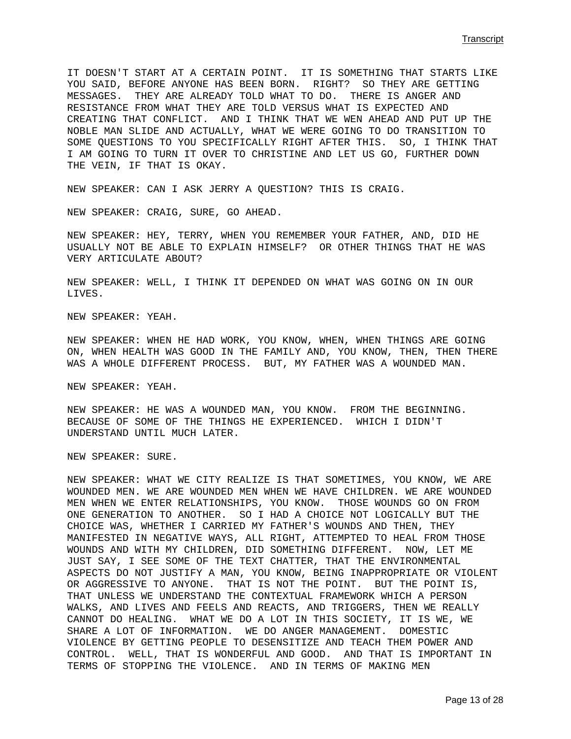IT DOESN'T START AT A CERTAIN POINT.  IT IS SOMETHING THAT STARTS LIKE YOU SAID, BEFORE ANYONE HAS BEEN BORN.  RIGHT?  SO THEY ARE GETTING MESSAGES.  THEY ARE ALREADY TOLD WHAT TO DO.  THERE IS ANGER AND RESISTANCE FROM WHAT THEY ARE TOLD VERSUS WHAT IS EXPECTED AND CREATING THAT CONFLICT.  AND I THINK THAT WE WEN AHEAD AND PUT UP THE NOBLE MAN SLIDE AND ACTUALLY, WHAT WE WERE GOING TO DO TRANSITION TO SOME QUESTIONS TO YOU SPECIFICALLY RIGHT AFTER THIS.  SO, I THINK THAT I AM GOING TO TURN IT OVER TO CHRISTINE AND LET US GO, FURTHER DOWN THE VEIN, IF THAT IS OKAY.

NEW SPEAKER: CAN I ASK JERRY A QUESTION? THIS IS CRAIG.

NEW SPEAKER: CRAIG, SURE, GO AHEAD.

NEW SPEAKER: HEY, TERRY, WHEN YOU REMEMBER YOUR FATHER, AND, DID HE USUALLY NOT BE ABLE TO EXPLAIN HIMSELF?  OR OTHER THINGS THAT HE WAS VERY ARTICULATE ABOUT?

NEW SPEAKER: WELL, I THINK IT DEPENDED ON WHAT WAS GOING ON IN OUR LIVES.

NEW SPEAKER: YEAH.

NEW SPEAKER: WHEN HE HAD WORK, YOU KNOW, WHEN, WHEN THINGS ARE GOING ON, WHEN HEALTH WAS GOOD IN THE FAMILY AND, YOU KNOW, THEN, THEN THERE WAS A WHOLE DIFFERENT PROCESS.  BUT, MY FATHER WAS A WOUNDED MAN.

NEW SPEAKER: YEAH.

NEW SPEAKER: HE WAS A WOUNDED MAN, YOU KNOW.  FROM THE BEGINNING. BECAUSE OF SOME OF THE THINGS HE EXPERIENCED.  WHICH I DIDN'T UNDERSTAND UNTIL MUCH LATER.

NEW SPEAKER: SURE.

NEW SPEAKER: WHAT WE CITY REALIZE IS THAT SOMETIMES, YOU KNOW, WE ARE WOUNDED MEN. WE ARE WOUNDED MEN WHEN WE HAVE CHILDREN. WE ARE WOUNDED MEN WHEN WE ENTER RELATIONSHIPS, YOU KNOW.  THOSE WOUNDS GO ON FROM ONE GENERATION TO ANOTHER.  SO I HAD A CHOICE NOT LOGICALLY BUT THE CHOICE WAS, WHETHER I CARRIED MY FATHER'S WOUNDS AND THEN, THEY MANIFESTED IN NEGATIVE WAYS, ALL RIGHT, ATTEMPTED TO HEAL FROM THOSE WOUNDS AND WITH MY CHILDREN, DID SOMETHING DIFFERENT.  NOW, LET ME JUST SAY, I SEE SOME OF THE TEXT CHATTER, THAT THE ENVIRONMENTAL ASPECTS DO NOT JUSTIFY A MAN, YOU KNOW, BEING INAPPROPRIATE OR VIOLENT OR AGGRESSIVE TO ANYONE.  THAT IS NOT THE POINT.  BUT THE POINT IS, THAT UNLESS WE UNDERSTAND THE CONTEXTUAL FRAMEWORK WHICH A PERSON WALKS, AND LIVES AND FEELS AND REACTS, AND TRIGGERS, THEN WE REALLY CANNOT DO HEALING.  WHAT WE DO A LOT IN THIS SOCIETY, IT IS WE, WE SHARE A LOT OF INFORMATION.  WE DO ANGER MANAGEMENT.  DOMESTIC VIOLENCE BY GETTING PEOPLE TO DESENSITIZE AND TEACH THEM POWER AND CONTROL.  WELL, THAT IS WONDERFUL AND GOOD.  AND THAT IS IMPORTANT IN TERMS OF STOPPING THE VIOLENCE.  AND IN TERMS OF MAKING MEN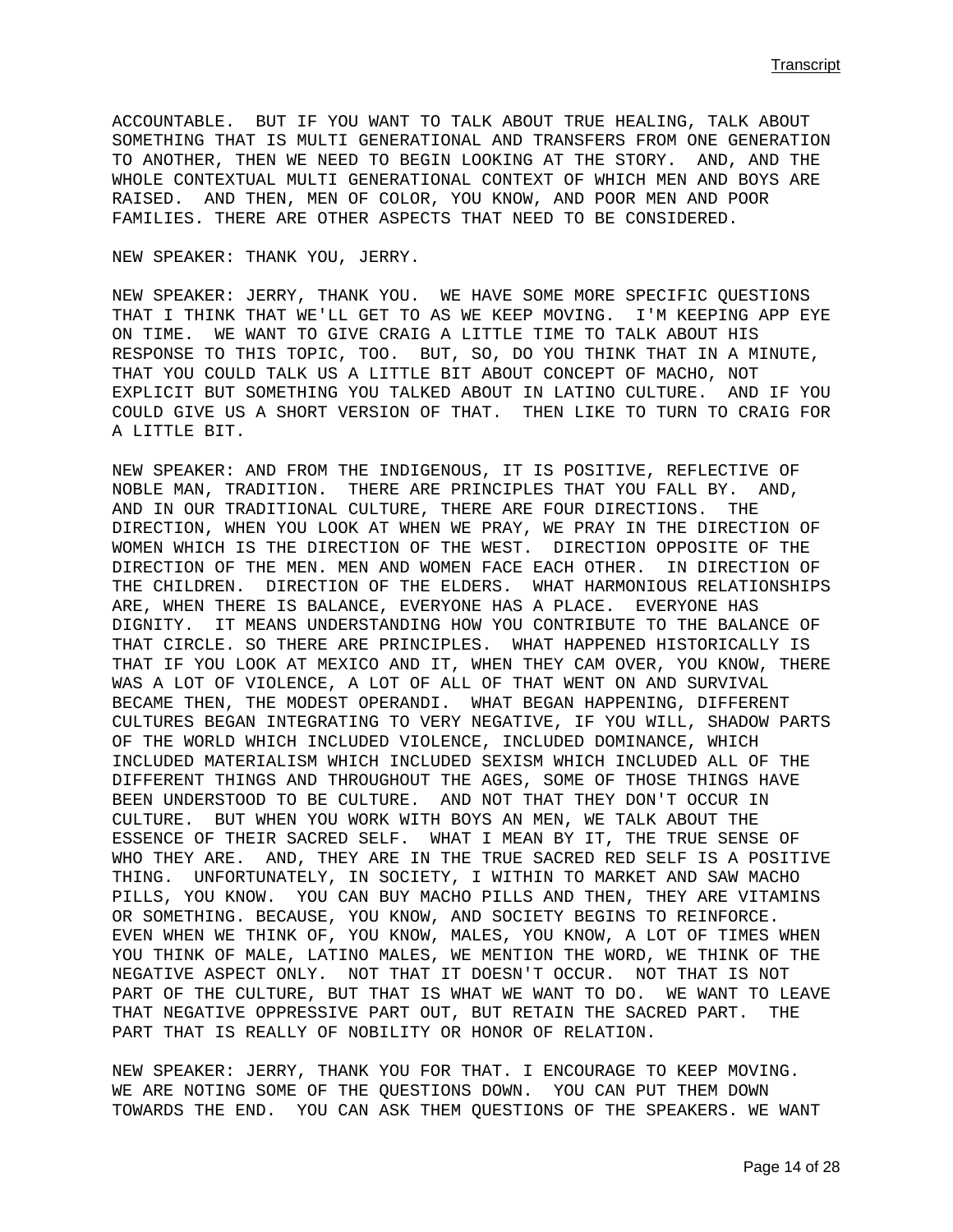ACCOUNTABLE. BUT IF YOU WANT TO TALK ABOUT TRUE HEALING, TALK ABOUT SOMETHING THAT IS MULTI GENERATIONAL AND TRANSFERS FROM ONE GENERATION TO ANOTHER, THEN WE NEED TO BEGIN LOOKING AT THE STORY. AND, AND THE WHOLE CONTEXTUAL MULTI GENERATIONAL CONTEXT OF WHICH MEN AND BOYS ARE RAISED. AND THEN, MEN OF COLOR, YOU KNOW, AND POOR MEN AND POOR FAMILIES. THERE ARE OTHER ASPECTS THAT NEED TO BE CONSIDERED.

NEW SPEAKER: THANK YOU, JERRY.

NEW SPEAKER: JERRY, THANK YOU. WE HAVE SOME MORE SPECIFIC QUESTIONS THAT I THINK THAT WE'LL GET TO AS WE KEEP MOVING. I'M KEEPING APP EYE ON TIME. WE WANT TO GIVE CRAIG A LITTLE TIME TO TALK ABOUT HIS RESPONSE TO THIS TOPIC, TOO. BUT, SO, DO YOU THINK THAT IN A MINUTE, THAT YOU COULD TALK US A LITTLE BIT ABOUT CONCEPT OF MACHO, NOT EXPLICIT BUT SOMETHING YOU TALKED ABOUT IN LATINO CULTURE. AND IF YOU COULD GIVE US A SHORT VERSION OF THAT. THEN LIKE TO TURN TO CRAIG FOR A LITTLE BIT.

NEW SPEAKER: AND FROM THE INDIGENOUS, IT IS POSITIVE, REFLECTIVE OF NOBLE MAN, TRADITION. THERE ARE PRINCIPLES THAT YOU FALL BY. AND, AND IN OUR TRADITIONAL CULTURE, THERE ARE FOUR DIRECTIONS. THE DIRECTION, WHEN YOU LOOK AT WHEN WE PRAY, WE PRAY IN THE DIRECTION OF WOMEN WHICH IS THE DIRECTION OF THE WEST. DIRECTION OPPOSITE OF THE DIRECTION OF THE MEN. MEN AND WOMEN FACE EACH OTHER. IN DIRECTION OF THE CHILDREN. DIRECTION OF THE ELDERS. WHAT HARMONIOUS RELATIONSHIPS ARE, WHEN THERE IS BALANCE, EVERYONE HAS A PLACE. EVERYONE HAS DIGNITY. IT MEANS UNDERSTANDING HOW YOU CONTRIBUTE TO THE BALANCE OF THAT CIRCLE. SO THERE ARE PRINCIPLES. WHAT HAPPENED HISTORICALLY IS THAT IF YOU LOOK AT MEXICO AND IT, WHEN THEY CAM OVER, YOU KNOW, THERE WAS A LOT OF VIOLENCE, A LOT OF ALL OF THAT WENT ON AND SURVIVAL BECAME THEN, THE MODEST OPERANDI. WHAT BEGAN HAPPENING, DIFFERENT CULTURES BEGAN INTEGRATING TO VERY NEGATIVE, IF YOU WILL, SHADOW PARTS OF THE WORLD WHICH INCLUDED VIOLENCE, INCLUDED DOMINANCE, WHICH INCLUDED MATERIALISM WHICH INCLUDED SEXISM WHICH INCLUDED ALL OF THE DIFFERENT THINGS AND THROUGHOUT THE AGES, SOME OF THOSE THINGS HAVE BEEN UNDERSTOOD TO BE CULTURE. AND NOT THAT THEY DON'T OCCUR IN CULTURE. BUT WHEN YOU WORK WITH BOYS AN MEN, WE TALK ABOUT THE ESSENCE OF THEIR SACRED SELF. WHAT I MEAN BY IT, THE TRUE SENSE OF WHO THEY ARE. AND, THEY ARE IN THE TRUE SACRED RED SELF IS A POSITIVE THING. UNFORTUNATELY, IN SOCIETY, I WITHIN TO MARKET AND SAW MACHO PILLS, YOU KNOW. YOU CAN BUY MACHO PILLS AND THEN, THEY ARE VITAMINS OR SOMETHING. BECAUSE, YOU KNOW, AND SOCIETY BEGINS TO REINFORCE. EVEN WHEN WE THINK OF, YOU KNOW, MALES, YOU KNOW, A LOT OF TIMES WHEN YOU THINK OF MALE, LATINO MALES, WE MENTION THE WORD, WE THINK OF THE NEGATIVE ASPECT ONLY. NOT THAT IT DOESN'T OCCUR. NOT THAT IS NOT PART OF THE CULTURE, BUT THAT IS WHAT WE WANT TO DO. WE WANT TO LEAVE THAT NEGATIVE OPPRESSIVE PART OUT, BUT RETAIN THE SACRED PART. THE PART THAT IS REALLY OF NOBILITY OR HONOR OF RELATION.

NEW SPEAKER: JERRY, THANK YOU FOR THAT. I ENCOURAGE TO KEEP MOVING. WE ARE NOTING SOME OF THE QUESTIONS DOWN. YOU CAN PUT THEM DOWN TOWARDS THE END. YOU CAN ASK THEM QUESTIONS OF THE SPEAKERS. WE WANT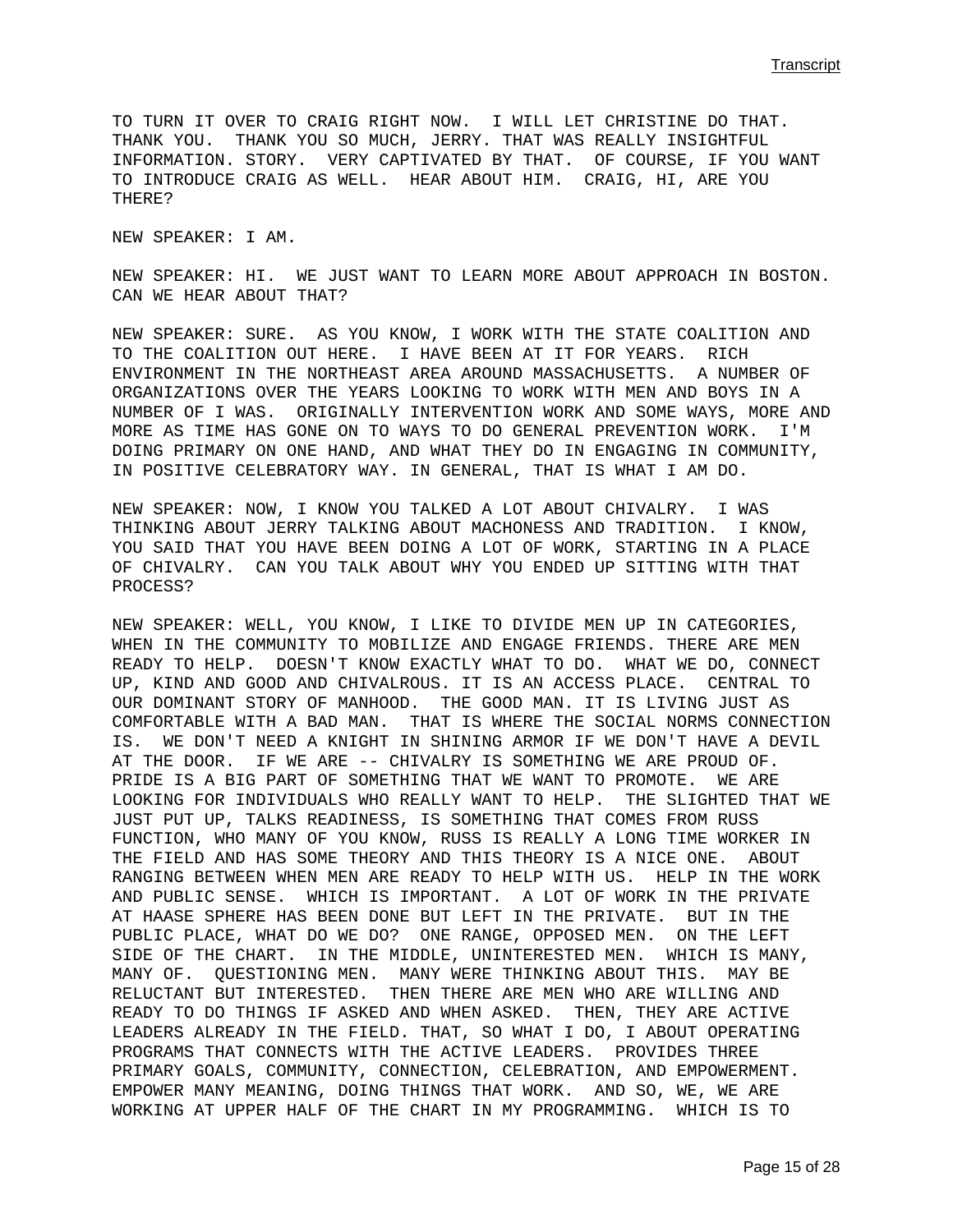TO TURN IT OVER TO CRAIG RIGHT NOW. I WILL LET CHRISTINE DO THAT. THANK YOU. THANK YOU SO MUCH, JERRY. THAT WAS REALLY INSIGHTFUL INFORMATION. STORY. VERY CAPTIVATED BY THAT. OF COURSE, IF YOU WANT TO INTRODUCE CRAIG AS WELL. HEAR ABOUT HIM. CRAIG, HI, ARE YOU THERE?

NEW SPEAKER: I AM.

NEW SPEAKER: HI. WE JUST WANT TO LEARN MORE ABOUT APPROACH IN BOSTON. CAN WE HEAR ABOUT THAT?

NEW SPEAKER: SURE. AS YOU KNOW, I WORK WITH THE STATE COALITION AND TO THE COALITION OUT HERE. I HAVE BEEN AT IT FOR YEARS. RICH ENVIRONMENT IN THE NORTHEAST AREA AROUND MASSACHUSETTS. A NUMBER OF ORGANIZATIONS OVER THE YEARS LOOKING TO WORK WITH MEN AND BOYS IN A NUMBER OF I WAS. ORIGINALLY INTERVENTION WORK AND SOME WAYS, MORE AND MORE AS TIME HAS GONE ON TO WAYS TO DO GENERAL PREVENTION WORK. I'M DOING PRIMARY ON ONE HAND, AND WHAT THEY DO IN ENGAGING IN COMMUNITY, IN POSITIVE CELEBRATORY WAY. IN GENERAL, THAT IS WHAT I AM DO.

NEW SPEAKER: NOW, I KNOW YOU TALKED A LOT ABOUT CHIVALRY. I WAS THINKING ABOUT JERRY TALKING ABOUT MACHONESS AND TRADITION. I KNOW, YOU SAID THAT YOU HAVE BEEN DOING A LOT OF WORK, STARTING IN A PLACE OF CHIVALRY. CAN YOU TALK ABOUT WHY YOU ENDED UP SITTING WITH THAT PROCESS?

NEW SPEAKER: WELL, YOU KNOW, I LIKE TO DIVIDE MEN UP IN CATEGORIES, WHEN IN THE COMMUNITY TO MOBILIZE AND ENGAGE FRIENDS. THERE ARE MEN READY TO HELP. DOESN'T KNOW EXACTLY WHAT TO DO. WHAT WE DO, CONNECT UP, KIND AND GOOD AND CHIVALROUS. IT IS AN ACCESS PLACE. CENTRAL TO OUR DOMINANT STORY OF MANHOOD. THE GOOD MAN. IT IS LIVING JUST AS COMFORTABLE WITH A BAD MAN. THAT IS WHERE THE SOCIAL NORMS CONNECTION IS. WE DON'T NEED A KNIGHT IN SHINING ARMOR IF WE DON'T HAVE A DEVIL AT THE DOOR. IF WE ARE -- CHIVALRY IS SOMETHING WE ARE PROUD OF. PRIDE IS A BIG PART OF SOMETHING THAT WE WANT TO PROMOTE. WE ARE LOOKING FOR INDIVIDUALS WHO REALLY WANT TO HELP. THE SLIGHTED THAT WE JUST PUT UP, TALKS READINESS, IS SOMETHING THAT COMES FROM RUSS FUNCTION, WHO MANY OF YOU KNOW, RUSS IS REALLY A LONG TIME WORKER IN THE FIELD AND HAS SOME THEORY AND THIS THEORY IS A NICE ONE. ABOUT RANGING BETWEEN WHEN MEN ARE READY TO HELP WITH US. HELP IN THE WORK AND PUBLIC SENSE. WHICH IS IMPORTANT. A LOT OF WORK IN THE PRIVATE AT HAASE SPHERE HAS BEEN DONE BUT LEFT IN THE PRIVATE. BUT IN THE PUBLIC PLACE, WHAT DO WE DO? ONE RANGE, OPPOSED MEN. ON THE LEFT SIDE OF THE CHART. IN THE MIDDLE, UNINTERESTED MEN. WHICH IS MANY, MANY OF. QUESTIONING MEN. MANY WERE THINKING ABOUT THIS. MAY BE RELUCTANT BUT INTERESTED. THEN THERE ARE MEN WHO ARE WILLING AND READY TO DO THINGS IF ASKED AND WHEN ASKED. THEN, THEY ARE ACTIVE LEADERS ALREADY IN THE FIELD. THAT, SO WHAT I DO, I ABOUT OPERATING PROGRAMS THAT CONNECTS WITH THE ACTIVE LEADERS. PROVIDES THREE PRIMARY GOALS, COMMUNITY, CONNECTION, CELEBRATION, AND EMPOWERMENT. EMPOWER MANY MEANING, DOING THINGS THAT WORK. AND SO, WE, WE ARE WORKING AT UPPER HALF OF THE CHART IN MY PROGRAMMING. WHICH IS TO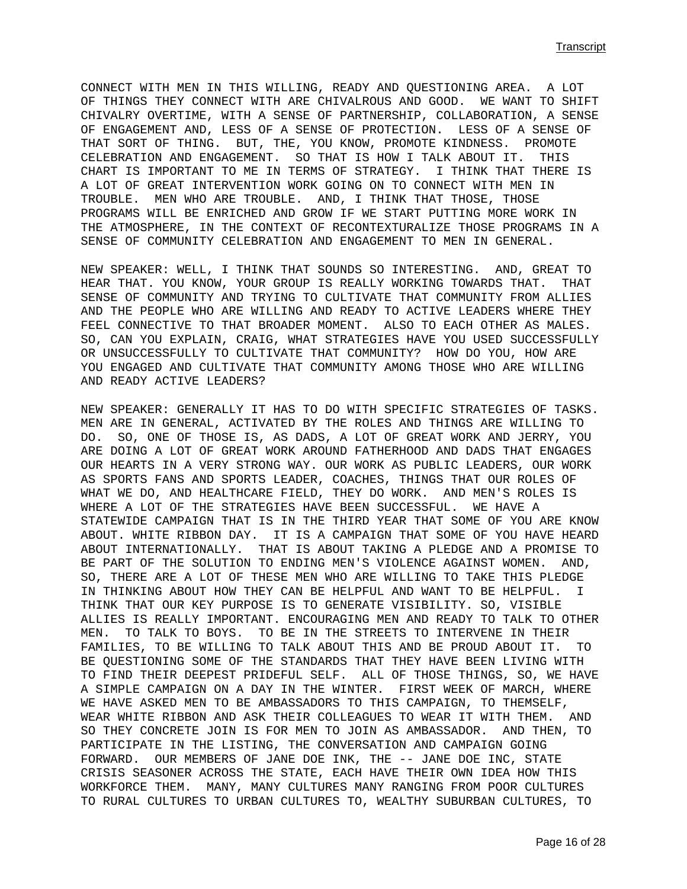CONNECT WITH MEN IN THIS WILLING, READY AND QUESTIONING AREA. A LOT OF THINGS THEY CONNECT WITH ARE CHIVALROUS AND GOOD. WE WANT TO SHIFT CHIVALRY OVERTIME, WITH A SENSE OF PARTNERSHIP, COLLABORATION, A SENSE OF ENGAGEMENT AND, LESS OF A SENSE OF PROTECTION. LESS OF A SENSE OF THAT SORT OF THING. BUT, THE, YOU KNOW, PROMOTE KINDNESS. PROMOTE CELEBRATION AND ENGAGEMENT. SO THAT IS HOW I TALK ABOUT IT. THIS CHART IS IMPORTANT TO ME IN TERMS OF STRATEGY. I THINK THAT THERE IS A LOT OF GREAT INTERVENTION WORK GOING ON TO CONNECT WITH MEN IN TROUBLE. MEN WHO ARE TROUBLE. AND, I THINK THAT THOSE, THOSE PROGRAMS WILL BE ENRICHED AND GROW IF WE START PUTTING MORE WORK IN THE ATMOSPHERE, IN THE CONTEXT OF RECONTEXTURALIZE THOSE PROGRAMS IN A SENSE OF COMMUNITY CELEBRATION AND ENGAGEMENT TO MEN IN GENERAL.

NEW SPEAKER: WELL, I THINK THAT SOUNDS SO INTERESTING. AND, GREAT TO HEAR THAT. YOU KNOW, YOUR GROUP IS REALLY WORKING TOWARDS THAT. THAT SENSE OF COMMUNITY AND TRYING TO CULTIVATE THAT COMMUNITY FROM ALLIES AND THE PEOPLE WHO ARE WILLING AND READY TO ACTIVE LEADERS WHERE THEY FEEL CONNECTIVE TO THAT BROADER MOMENT. ALSO TO EACH OTHER AS MALES. SO, CAN YOU EXPLAIN, CRAIG, WHAT STRATEGIES HAVE YOU USED SUCCESSFULLY OR UNSUCCESSFULLY TO CULTIVATE THAT COMMUNITY? HOW DO YOU, HOW ARE YOU ENGAGED AND CULTIVATE THAT COMMUNITY AMONG THOSE WHO ARE WILLING AND READY ACTIVE LEADERS?

NEW SPEAKER: GENERALLY IT HAS TO DO WITH SPECIFIC STRATEGIES OF TASKS. MEN ARE IN GENERAL, ACTIVATED BY THE ROLES AND THINGS ARE WILLING TO DO. SO, ONE OF THOSE IS, AS DADS, A LOT OF GREAT WORK AND JERRY, YOU ARE DOING A LOT OF GREAT WORK AROUND FATHERHOOD AND DADS THAT ENGAGES OUR HEARTS IN A VERY STRONG WAY. OUR WORK AS PUBLIC LEADERS, OUR WORK AS SPORTS FANS AND SPORTS LEADER, COACHES, THINGS THAT OUR ROLES OF WHAT WE DO, AND HEALTHCARE FIELD, THEY DO WORK. AND MEN'S ROLES IS WHERE A LOT OF THE STRATEGIES HAVE BEEN SUCCESSFUL. WE HAVE A STATEWIDE CAMPAIGN THAT IS IN THE THIRD YEAR THAT SOME OF YOU ARE KNOW ABOUT. WHITE RIBBON DAY. IT IS A CAMPAIGN THAT SOME OF YOU HAVE HEARD ABOUT INTERNATIONALLY. THAT IS ABOUT TAKING A PLEDGE AND A PROMISE TO BE PART OF THE SOLUTION TO ENDING MEN'S VIOLENCE AGAINST WOMEN. AND, SO, THERE ARE A LOT OF THESE MEN WHO ARE WILLING TO TAKE THIS PLEDGE IN THINKING ABOUT HOW THEY CAN BE HELPFUL AND WANT TO BE HELPFUL. I THINK THAT OUR KEY PURPOSE IS TO GENERATE VISIBILITY. SO, VISIBLE ALLIES IS REALLY IMPORTANT. ENCOURAGING MEN AND READY TO TALK TO OTHER MEN. TO TALK TO BOYS. TO BE IN THE STREETS TO INTERVENE IN THEIR FAMILIES, TO BE WILLING TO TALK ABOUT THIS AND BE PROUD ABOUT IT. TO BE QUESTIONING SOME OF THE STANDARDS THAT THEY HAVE BEEN LIVING WITH TO FIND THEIR DEEPEST PRIDEFUL SELF. ALL OF THOSE THINGS, SO, WE HAVE A SIMPLE CAMPAIGN ON A DAY IN THE WINTER. FIRST WEEK OF MARCH, WHERE WE HAVE ASKED MEN TO BE AMBASSADORS TO THIS CAMPAIGN, TO THEMSELF, WEAR WHITE RIBBON AND ASK THEIR COLLEAGUES TO WEAR IT WITH THEM. AND SO THEY CONCRETE JOIN IS FOR MEN TO JOIN AS AMBASSADOR. AND THEN, TO PARTICIPATE IN THE LISTING, THE CONVERSATION AND CAMPAIGN GOING FORWARD. OUR MEMBERS OF JANE DOE INK, THE -- JANE DOE INC, STATE CRISIS SEASONER ACROSS THE STATE, EACH HAVE THEIR OWN IDEA HOW THIS WORKFORCE THEM. MANY, MANY CULTURES MANY RANGING FROM POOR CULTURES TO RURAL CULTURES TO URBAN CULTURES TO, WEALTHY SUBURBAN CULTURES, TO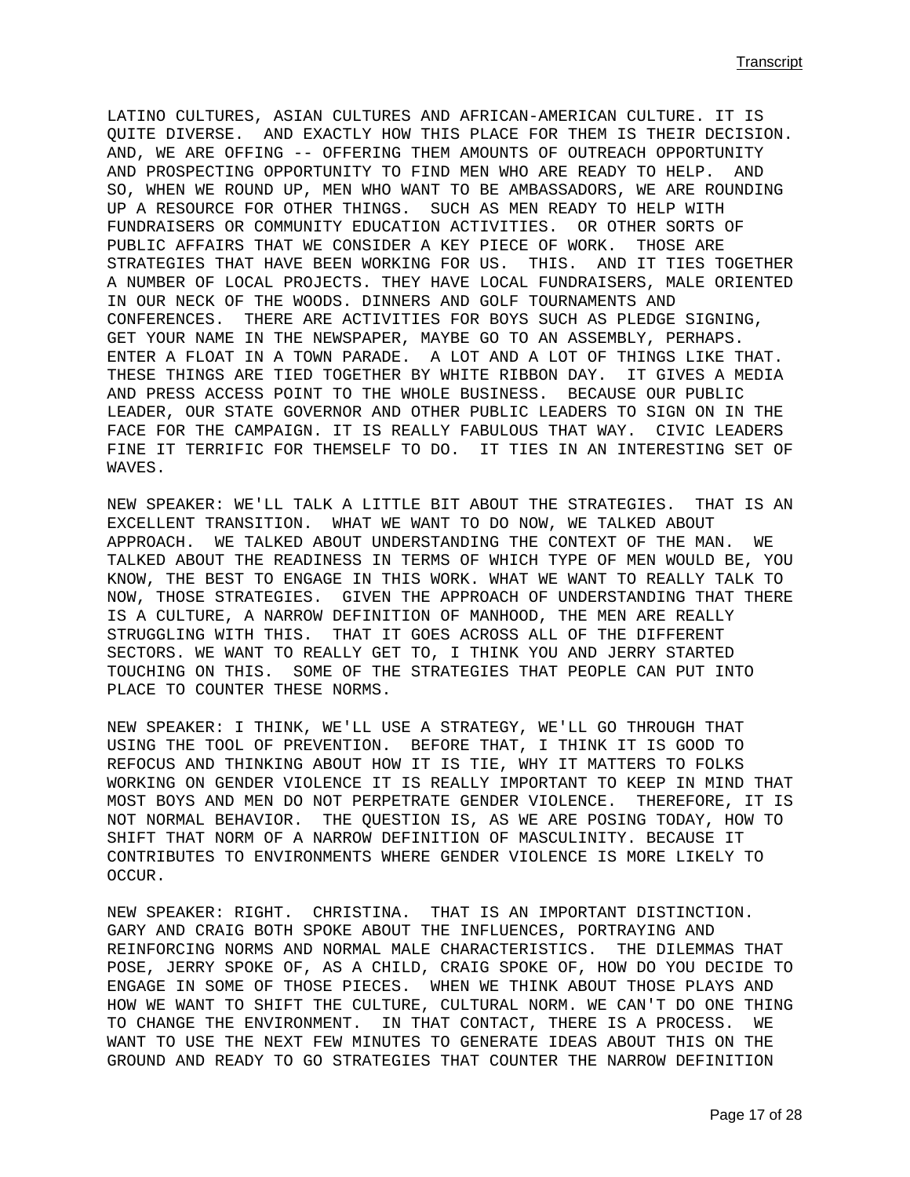LATINO CULTURES, ASIAN CULTURES AND AFRICAN-AMERICAN CULTURE. IT IS QUITE DIVERSE. AND EXACTLY HOW THIS PLACE FOR THEM IS THEIR DECISION. AND, WE ARE OFFING -- OFFERING THEM AMOUNTS OF OUTREACH OPPORTUNITY AND PROSPECTING OPPORTUNITY TO FIND MEN WHO ARE READY TO HELP. AND SO, WHEN WE ROUND UP, MEN WHO WANT TO BE AMBASSADORS, WE ARE ROUNDING UP A RESOURCE FOR OTHER THINGS. SUCH AS MEN READY TO HELP WITH FUNDRAISERS OR COMMUNITY EDUCATION ACTIVITIES. OR OTHER SORTS OF PUBLIC AFFAIRS THAT WE CONSIDER A KEY PIECE OF WORK. THOSE ARE STRATEGIES THAT HAVE BEEN WORKING FOR US. THIS. AND IT TIES TOGETHER A NUMBER OF LOCAL PROJECTS. THEY HAVE LOCAL FUNDRAISERS, MALE ORIENTED IN OUR NECK OF THE WOODS. DINNERS AND GOLF TOURNAMENTS AND CONFERENCES. THERE ARE ACTIVITIES FOR BOYS SUCH AS PLEDGE SIGNING, GET YOUR NAME IN THE NEWSPAPER, MAYBE GO TO AN ASSEMBLY, PERHAPS. ENTER A FLOAT IN A TOWN PARADE. A LOT AND A LOT OF THINGS LIKE THAT. THESE THINGS ARE TIED TOGETHER BY WHITE RIBBON DAY. IT GIVES A MEDIA AND PRESS ACCESS POINT TO THE WHOLE BUSINESS. BECAUSE OUR PUBLIC LEADER, OUR STATE GOVERNOR AND OTHER PUBLIC LEADERS TO SIGN ON IN THE FACE FOR THE CAMPAIGN. IT IS REALLY FABULOUS THAT WAY. CIVIC LEADERS FINE IT TERRIFIC FOR THEMSELF TO DO. IT TIES IN AN INTERESTING SET OF WAVES.

NEW SPEAKER: WE'LL TALK A LITTLE BIT ABOUT THE STRATEGIES. THAT IS AN EXCELLENT TRANSITION. WHAT WE WANT TO DO NOW, WE TALKED ABOUT APPROACH. WE TALKED ABOUT UNDERSTANDING THE CONTEXT OF THE MAN. WE TALKED ABOUT THE READINESS IN TERMS OF WHICH TYPE OF MEN WOULD BE, YOU KNOW, THE BEST TO ENGAGE IN THIS WORK. WHAT WE WANT TO REALLY TALK TO NOW, THOSE STRATEGIES. GIVEN THE APPROACH OF UNDERSTANDING THAT THERE IS A CULTURE, A NARROW DEFINITION OF MANHOOD, THE MEN ARE REALLY STRUGGLING WITH THIS. THAT IT GOES ACROSS ALL OF THE DIFFERENT SECTORS. WE WANT TO REALLY GET TO, I THINK YOU AND JERRY STARTED TOUCHING ON THIS. SOME OF THE STRATEGIES THAT PEOPLE CAN PUT INTO PLACE TO COUNTER THESE NORMS.

NEW SPEAKER: I THINK, WE'LL USE A STRATEGY, WE'LL GO THROUGH THAT USING THE TOOL OF PREVENTION. BEFORE THAT, I THINK IT IS GOOD TO REFOCUS AND THINKING ABOUT HOW IT IS TIE, WHY IT MATTERS TO FOLKS WORKING ON GENDER VIOLENCE IT IS REALLY IMPORTANT TO KEEP IN MIND THAT MOST BOYS AND MEN DO NOT PERPETRATE GENDER VIOLENCE. THEREFORE, IT IS NOT NORMAL BEHAVIOR. THE QUESTION IS, AS WE ARE POSING TODAY, HOW TO SHIFT THAT NORM OF A NARROW DEFINITION OF MASCULINITY. BECAUSE IT CONTRIBUTES TO ENVIRONMENTS WHERE GENDER VIOLENCE IS MORE LIKELY TO OCCUR.

NEW SPEAKER: RIGHT. CHRISTINA. THAT IS AN IMPORTANT DISTINCTION. GARY AND CRAIG BOTH SPOKE ABOUT THE INFLUENCES, PORTRAYING AND REINFORCING NORMS AND NORMAL MALE CHARACTERISTICS. THE DILEMMAS THAT POSE, JERRY SPOKE OF, AS A CHILD, CRAIG SPOKE OF, HOW DO YOU DECIDE TO ENGAGE IN SOME OF THOSE PIECES. WHEN WE THINK ABOUT THOSE PLAYS AND HOW WE WANT TO SHIFT THE CULTURE, CULTURAL NORM. WE CAN'T DO ONE THING TO CHANGE THE ENVIRONMENT. IN THAT CONTACT, THERE IS A PROCESS. WE WANT TO USE THE NEXT FEW MINUTES TO GENERATE IDEAS ABOUT THIS ON THE GROUND AND READY TO GO STRATEGIES THAT COUNTER THE NARROW DEFINITION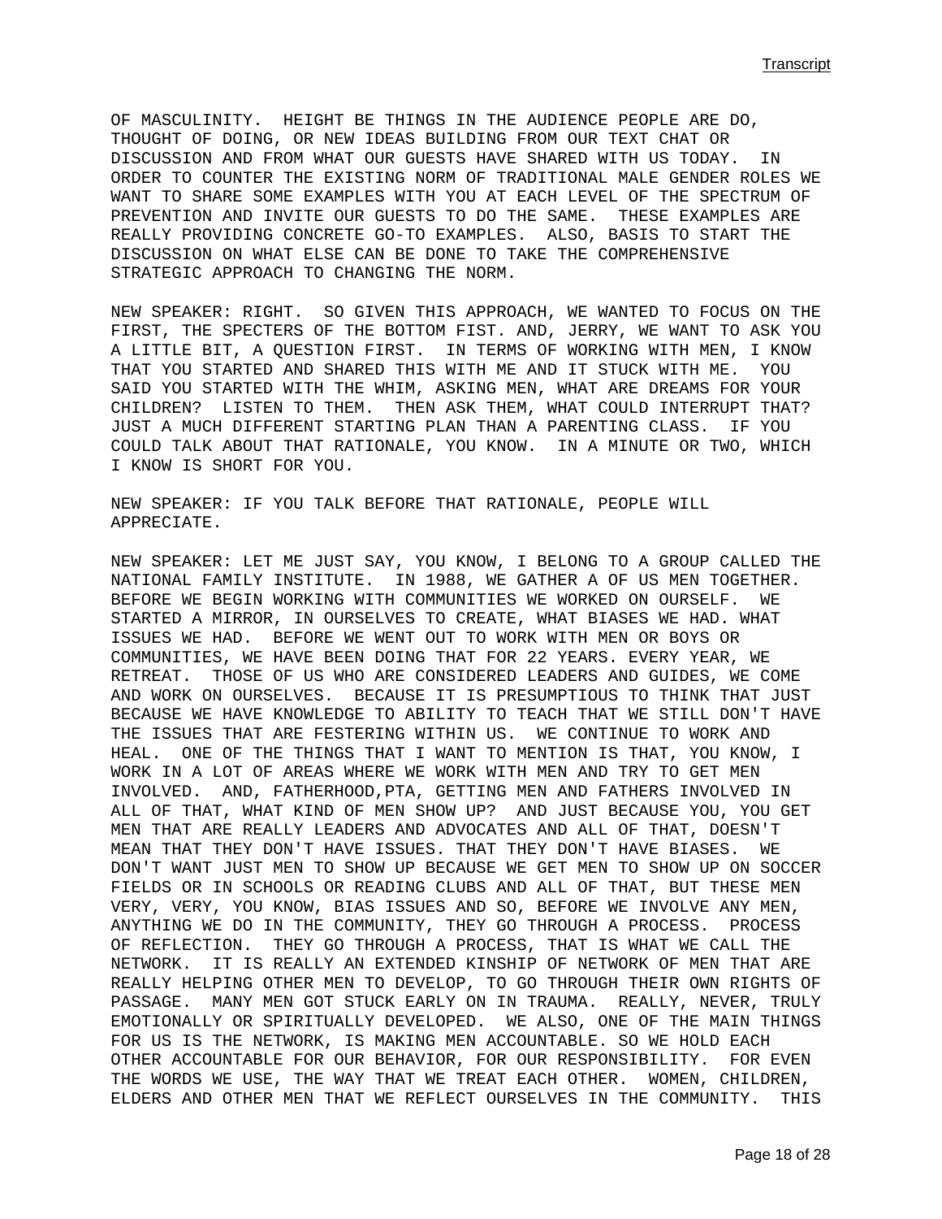OF MASCULINITY. HEIGHT BE THINGS IN THE AUDIENCE PEOPLE ARE DO, THOUGHT OF DOING, OR NEW IDEAS BUILDING FROM OUR TEXT CHAT OR DISCUSSION AND FROM WHAT OUR GUESTS HAVE SHARED WITH US TODAY. IN ORDER TO COUNTER THE EXISTING NORM OF TRADITIONAL MALE GENDER ROLES WE WANT TO SHARE SOME EXAMPLES WITH YOU AT EACH LEVEL OF THE SPECTRUM OF PREVENTION AND INVITE OUR GUESTS TO DO THE SAME. THESE EXAMPLES ARE REALLY PROVIDING CONCRETE GO-TO EXAMPLES. ALSO, BASIS TO START THE DISCUSSION ON WHAT ELSE CAN BE DONE TO TAKE THE COMPREHENSIVE STRATEGIC APPROACH TO CHANGING THE NORM.

NEW SPEAKER: RIGHT. SO GIVEN THIS APPROACH, WE WANTED TO FOCUS ON THE FIRST, THE SPECTERS OF THE BOTTOM FIST. AND, JERRY, WE WANT TO ASK YOU A LITTLE BIT, A QUESTION FIRST. IN TERMS OF WORKING WITH MEN, I KNOW THAT YOU STARTED AND SHARED THIS WITH ME AND IT STUCK WITH ME. YOU SAID YOU STARTED WITH THE WHIM, ASKING MEN, WHAT ARE DREAMS FOR YOUR CHILDREN? LISTEN TO THEM. THEN ASK THEM, WHAT COULD INTERRUPT THAT? JUST A MUCH DIFFERENT STARTING PLAN THAN A PARENTING CLASS. IF YOU COULD TALK ABOUT THAT RATIONALE, YOU KNOW. IN A MINUTE OR TWO, WHICH I KNOW IS SHORT FOR YOU.

NEW SPEAKER: IF YOU TALK BEFORE THAT RATIONALE, PEOPLE WILL APPRECIATE.

NEW SPEAKER: LET ME JUST SAY, YOU KNOW, I BELONG TO A GROUP CALLED THE NATIONAL FAMILY INSTITUTE. IN 1988, WE GATHER A OF US MEN TOGETHER. BEFORE WE BEGIN WORKING WITH COMMUNITIES WE WORKED ON OURSELF. WE STARTED A MIRROR, IN OURSELVES TO CREATE, WHAT BIASES WE HAD. WHAT ISSUES WE HAD. BEFORE WE WENT OUT TO WORK WITH MEN OR BOYS OR COMMUNITIES, WE HAVE BEEN DOING THAT FOR 22 YEARS. EVERY YEAR, WE RETREAT. THOSE OF US WHO ARE CONSIDERED LEADERS AND GUIDES, WE COME AND WORK ON OURSELVES. BECAUSE IT IS PRESUMPTIOUS TO THINK THAT JUST BECAUSE WE HAVE KNOWLEDGE TO ABILITY TO TEACH THAT WE STILL DON'T HAVE THE ISSUES THAT ARE FESTERING WITHIN US. WE CONTINUE TO WORK AND HEAL. ONE OF THE THINGS THAT I WANT TO MENTION IS THAT, YOU KNOW, I WORK IN A LOT OF AREAS WHERE WE WORK WITH MEN AND TRY TO GET MEN INVOLVED. AND, FATHERHOOD,PTA, GETTING MEN AND FATHERS INVOLVED IN ALL OF THAT, WHAT KIND OF MEN SHOW UP? AND JUST BECAUSE YOU, YOU GET MEN THAT ARE REALLY LEADERS AND ADVOCATES AND ALL OF THAT, DOESN'T MEAN THAT THEY DON'T HAVE ISSUES. THAT THEY DON'T HAVE BIASES. WE DON'T WANT JUST MEN TO SHOW UP BECAUSE WE GET MEN TO SHOW UP ON SOCCER FIELDS OR IN SCHOOLS OR READING CLUBS AND ALL OF THAT, BUT THESE MEN VERY, VERY, YOU KNOW, BIAS ISSUES AND SO, BEFORE WE INVOLVE ANY MEN, ANYTHING WE DO IN THE COMMUNITY, THEY GO THROUGH A PROCESS. PROCESS OF REFLECTION. THEY GO THROUGH A PROCESS, THAT IS WHAT WE CALL THE NETWORK. IT IS REALLY AN EXTENDED KINSHIP OF NETWORK OF MEN THAT ARE REALLY HELPING OTHER MEN TO DEVELOP, TO GO THROUGH THEIR OWN RIGHTS OF PASSAGE. MANY MEN GOT STUCK EARLY ON IN TRAUMA. REALLY, NEVER, TRULY EMOTIONALLY OR SPIRITUALLY DEVELOPED. WE ALSO, ONE OF THE MAIN THINGS FOR US IS THE NETWORK, IS MAKING MEN ACCOUNTABLE. SO WE HOLD EACH OTHER ACCOUNTABLE FOR OUR BEHAVIOR, FOR OUR RESPONSIBILITY. FOR EVEN THE WORDS WE USE, THE WAY THAT WE TREAT EACH OTHER. WOMEN, CHILDREN, ELDERS AND OTHER MEN THAT WE REFLECT OURSELVES IN THE COMMUNITY. THIS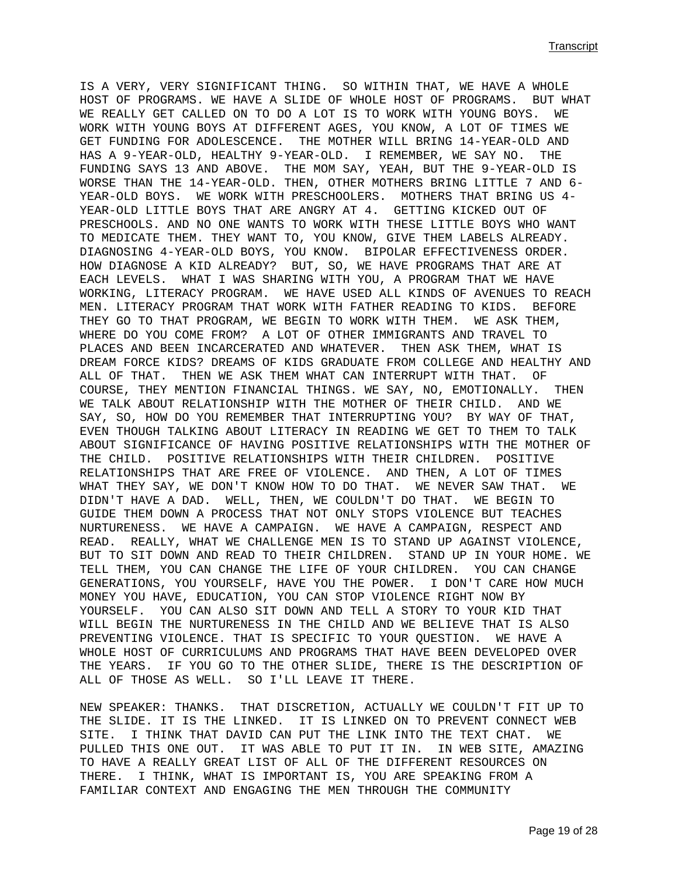IS A VERY, VERY SIGNIFICANT THING. SO WITHIN THAT, WE HAVE A WHOLE HOST OF PROGRAMS. WE HAVE A SLIDE OF WHOLE HOST OF PROGRAMS. BUT WHAT WE REALLY GET CALLED ON TO DO A LOT IS TO WORK WITH YOUNG BOYS. WE WORK WITH YOUNG BOYS AT DIFFERENT AGES, YOU KNOW, A LOT OF TIMES WE GET FUNDING FOR ADOLESCENCE. THE MOTHER WILL BRING 14-YEAR-OLD AND HAS A 9-YEAR-OLD, HEALTHY 9-YEAR-OLD. I REMEMBER, WE SAY NO. THE FUNDING SAYS 13 AND ABOVE. THE MOM SAY, YEAH, BUT THE 9-YEAR-OLD IS WORSE THAN THE 14-YEAR-OLD. THEN, OTHER MOTHERS BRING LITTLE 7 AND 6-YEAR-OLD BOYS. WE WORK WITH PRESCHOOLERS. MOTHERS THAT BRING US 4-YEAR-OLD LITTLE BOYS THAT ARE ANGRY AT 4. GETTING KICKED OUT OF PRESCHOOLS. AND NO ONE WANTS TO WORK WITH THESE LITTLE BOYS WHO WANT TO MEDICATE THEM. THEY WANT TO, YOU KNOW, GIVE THEM LABELS ALREADY. DIAGNOSING 4-YEAR-OLD BOYS, YOU KNOW. BIPOLAR EFFECTIVENESS ORDER. HOW DIAGNOSE A KID ALREADY? BUT, SO, WE HAVE PROGRAMS THAT ARE AT EACH LEVELS. WHAT I WAS SHARING WITH YOU, A PROGRAM THAT WE HAVE WORKING, LITERACY PROGRAM. WE HAVE USED ALL KINDS OF AVENUES TO REACH MEN. LITERACY PROGRAM THAT WORK WITH FATHER READING TO KIDS. BEFORE THEY GO TO THAT PROGRAM, WE BEGIN TO WORK WITH THEM. WE ASK THEM, WHERE DO YOU COME FROM? A LOT OF OTHER IMMIGRANTS AND TRAVEL TO PLACES AND BEEN INCARCERATED AND WHATEVER. THEN ASK THEM, WHAT IS DREAM FORCE KIDS? DREAMS OF KIDS GRADUATE FROM COLLEGE AND HEALTHY AND ALL OF THAT. THEN WE ASK THEM WHAT CAN INTERRUPT WITH THAT. OF COURSE, THEY MENTION FINANCIAL THINGS. WE SAY, NO, EMOTIONALLY. THEN WE TALK ABOUT RELATIONSHIP WITH THE MOTHER OF THEIR CHILD. AND WE SAY, SO, HOW DO YOU REMEMBER THAT INTERRUPTING YOU? BY WAY OF THAT, EVEN THOUGH TALKING ABOUT LITERACY IN READING WE GET TO THEM TO TALK ABOUT SIGNIFICANCE OF HAVING POSITIVE RELATIONSHIPS WITH THE MOTHER OF THE CHILD. POSITIVE RELATIONSHIPS WITH THEIR CHILDREN. POSITIVE RELATIONSHIPS THAT ARE FREE OF VIOLENCE. AND THEN, A LOT OF TIMES WHAT THEY SAY, WE DON'T KNOW HOW TO DO THAT. WE NEVER SAW THAT. WE DIDN'T HAVE A DAD. WELL, THEN, WE COULDN'T DO THAT. WE BEGIN TO GUIDE THEM DOWN A PROCESS THAT NOT ONLY STOPS VIOLENCE BUT TEACHES NURTURENESS. WE HAVE A CAMPAIGN. WE HAVE A CAMPAIGN, RESPECT AND READ. REALLY, WHAT WE CHALLENGE MEN IS TO STAND UP AGAINST VIOLENCE, BUT TO SIT DOWN AND READ TO THEIR CHILDREN. STAND UP IN YOUR HOME. WE TELL THEM, YOU CAN CHANGE THE LIFE OF YOUR CHILDREN. YOU CAN CHANGE GENERATIONS, YOU YOURSELF, HAVE YOU THE POWER. I DON'T CARE HOW MUCH MONEY YOU HAVE, EDUCATION, YOU CAN STOP VIOLENCE RIGHT NOW BY YOURSELF. YOU CAN ALSO SIT DOWN AND TELL A STORY TO YOUR KID THAT WILL BEGIN THE NURTURENESS IN THE CHILD AND WE BELIEVE THAT IS ALSO PREVENTING VIOLENCE. THAT IS SPECIFIC TO YOUR QUESTION. WE HAVE A WHOLE HOST OF CURRICULUMS AND PROGRAMS THAT HAVE BEEN DEVELOPED OVER THE YEARS. IF YOU GO TO THE OTHER SLIDE, THERE IS THE DESCRIPTION OF ALL OF THOSE AS WELL. SO I'LL LEAVE IT THERE.

NEW SPEAKER: THANKS. THAT DISCRETION, ACTUALLY WE COULDN'T FIT UP TO THE SLIDE. IT IS THE LINKED. IT IS LINKED ON TO PREVENT CONNECT WEB SITE. I THINK THAT DAVID CAN PUT THE LINK INTO THE TEXT CHAT. WE PULLED THIS ONE OUT. IT WAS ABLE TO PUT IT IN. IN WEB SITE, AMAZING TO HAVE A REALLY GREAT LIST OF ALL OF THE DIFFERENT RESOURCES ON THERE. I THINK, WHAT IS IMPORTANT IS, YOU ARE SPEAKING FROM A FAMILIAR CONTEXT AND ENGAGING THE MEN THROUGH THE COMMUNITY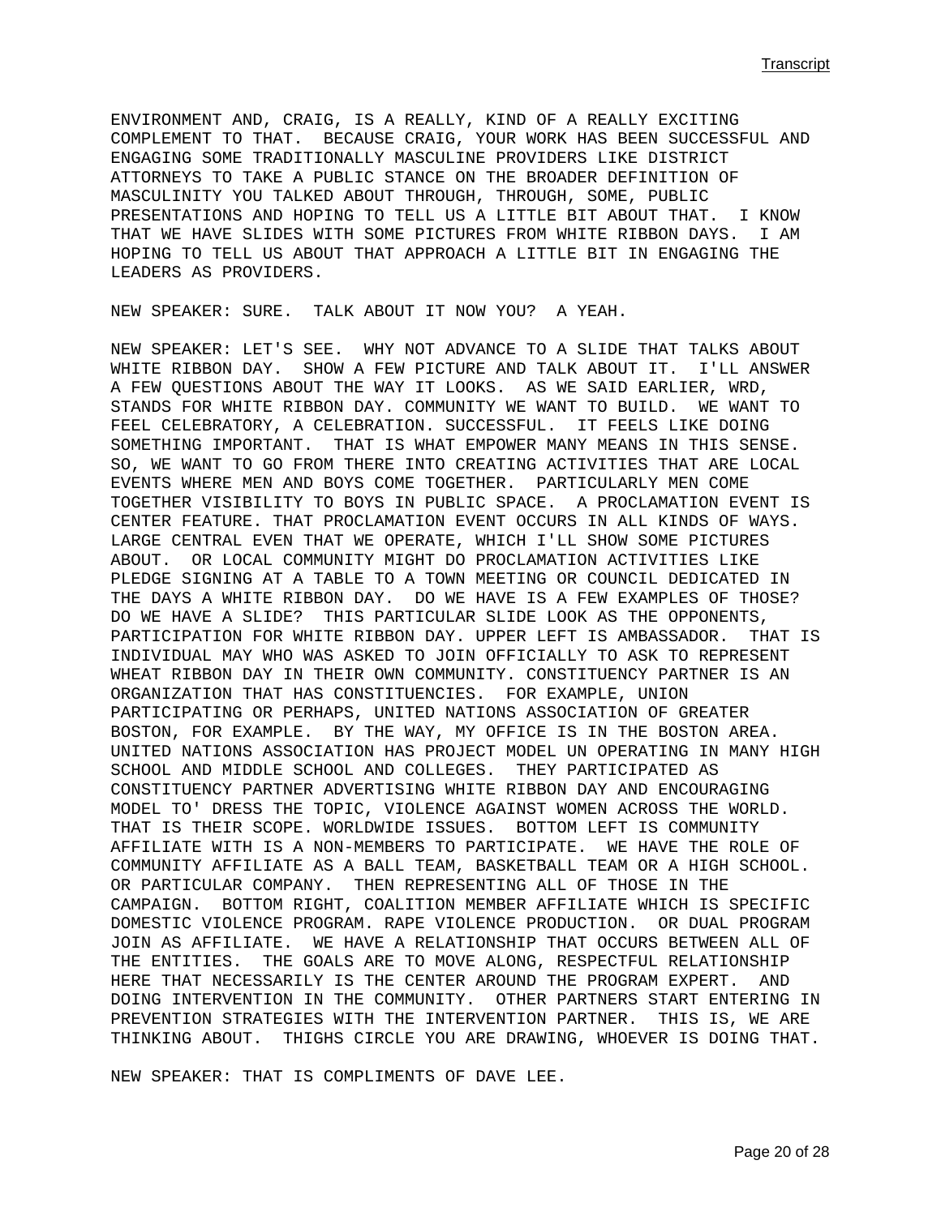ENVIRONMENT AND, CRAIG, IS A REALLY, KIND OF A REALLY EXCITING COMPLEMENT TO THAT. BECAUSE CRAIG, YOUR WORK HAS BEEN SUCCESSFUL AND ENGAGING SOME TRADITIONALLY MASCULINE PROVIDERS LIKE DISTRICT ATTORNEYS TO TAKE A PUBLIC STANCE ON THE BROADER DEFINITION OF MASCULINITY YOU TALKED ABOUT THROUGH, THROUGH, SOME, PUBLIC PRESENTATIONS AND HOPING TO TELL US A LITTLE BIT ABOUT THAT. I KNOW THAT WE HAVE SLIDES WITH SOME PICTURES FROM WHITE RIBBON DAYS. I AM HOPING TO TELL US ABOUT THAT APPROACH A LITTLE BIT IN ENGAGING THE LEADERS AS PROVIDERS.

NEW SPEAKER: SURE. TALK ABOUT IT NOW YOU? A YEAH.

NEW SPEAKER: LET'S SEE. WHY NOT ADVANCE TO A SLIDE THAT TALKS ABOUT WHITE RIBBON DAY. SHOW A FEW PICTURE AND TALK ABOUT IT. I'LL ANSWER A FEW QUESTIONS ABOUT THE WAY IT LOOKS. AS WE SAID EARLIER, WRD, STANDS FOR WHITE RIBBON DAY. COMMUNITY WE WANT TO BUILD. WE WANT TO FEEL CELEBRATORY, A CELEBRATION. SUCCESSFUL. IT FEELS LIKE DOING SOMETHING IMPORTANT. THAT IS WHAT EMPOWER MANY MEANS IN THIS SENSE. SO, WE WANT TO GO FROM THERE INTO CREATING ACTIVITIES THAT ARE LOCAL EVENTS WHERE MEN AND BOYS COME TOGETHER. PARTICULARLY MEN COME TOGETHER VISIBILITY TO BOYS IN PUBLIC SPACE. A PROCLAMATION EVENT IS CENTER FEATURE. THAT PROCLAMATION EVENT OCCURS IN ALL KINDS OF WAYS. LARGE CENTRAL EVEN THAT WE OPERATE, WHICH I'LL SHOW SOME PICTURES ABOUT. OR LOCAL COMMUNITY MIGHT DO PROCLAMATION ACTIVITIES LIKE PLEDGE SIGNING AT A TABLE TO A TOWN MEETING OR COUNCIL DEDICATED IN THE DAYS A WHITE RIBBON DAY. DO WE HAVE IS A FEW EXAMPLES OF THOSE? DO WE HAVE A SLIDE? THIS PARTICULAR SLIDE LOOK AS THE OPPONENTS, PARTICIPATION FOR WHITE RIBBON DAY. UPPER LEFT IS AMBASSADOR. THAT IS INDIVIDUAL MAY WHO WAS ASKED TO JOIN OFFICIALLY TO ASK TO REPRESENT WHEAT RIBBON DAY IN THEIR OWN COMMUNITY. CONSTITUENCY PARTNER IS AN ORGANIZATION THAT HAS CONSTITUENCIES. FOR EXAMPLE, UNION PARTICIPATING OR PERHAPS, UNITED NATIONS ASSOCIATION OF GREATER BOSTON, FOR EXAMPLE. BY THE WAY, MY OFFICE IS IN THE BOSTON AREA. UNITED NATIONS ASSOCIATION HAS PROJECT MODEL UN OPERATING IN MANY HIGH SCHOOL AND MIDDLE SCHOOL AND COLLEGES. THEY PARTICIPATED AS CONSTITUENCY PARTNER ADVERTISING WHITE RIBBON DAY AND ENCOURAGING MODEL TO' DRESS THE TOPIC, VIOLENCE AGAINST WOMEN ACROSS THE WORLD. THAT IS THEIR SCOPE. WORLDWIDE ISSUES. BOTTOM LEFT IS COMMUNITY AFFILIATE WITH IS A NON-MEMBERS TO PARTICIPATE. WE HAVE THE ROLE OF COMMUNITY AFFILIATE AS A BALL TEAM, BASKETBALL TEAM OR A HIGH SCHOOL. OR PARTICULAR COMPANY. THEN REPRESENTING ALL OF THOSE IN THE CAMPAIGN. BOTTOM RIGHT, COALITION MEMBER AFFILIATE WHICH IS SPECIFIC DOMESTIC VIOLENCE PROGRAM. RAPE VIOLENCE PRODUCTION. OR DUAL PROGRAM JOIN AS AFFILIATE. WE HAVE A RELATIONSHIP THAT OCCURS BETWEEN ALL OF THE ENTITIES. THE GOALS ARE TO MOVE ALONG, RESPECTFUL RELATIONSHIP HERE THAT NECESSARILY IS THE CENTER AROUND THE PROGRAM EXPERT. AND DOING INTERVENTION IN THE COMMUNITY. OTHER PARTNERS START ENTERING IN PREVENTION STRATEGIES WITH THE INTERVENTION PARTNER. THIS IS, WE ARE THINKING ABOUT. THIGHS CIRCLE YOU ARE DRAWING, WHOEVER IS DOING THAT.

NEW SPEAKER: THAT IS COMPLIMENTS OF DAVE LEE.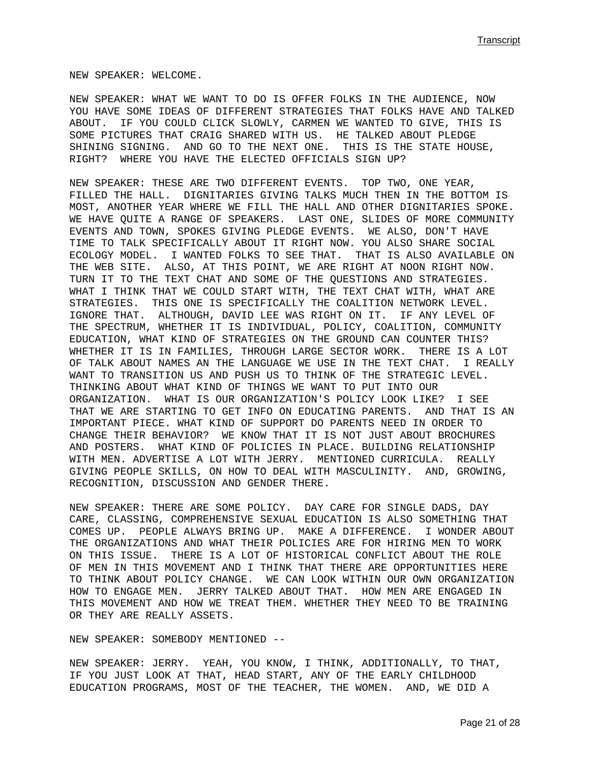NEW SPEAKER: WELCOME.

NEW SPEAKER: WHAT WE WANT TO DO IS OFFER FOLKS IN THE AUDIENCE, NOW YOU HAVE SOME IDEAS OF DIFFERENT STRATEGIES THAT FOLKS HAVE AND TALKED ABOUT. IF YOU COULD CLICK SLOWLY, CARMEN WE WANTED TO GIVE, THIS IS SOME PICTURES THAT CRAIG SHARED WITH US. HE TALKED ABOUT PLEDGE SHINING SIGNING. AND GO TO THE NEXT ONE. THIS IS THE STATE HOUSE, RIGHT? WHERE YOU HAVE THE ELECTED OFFICIALS SIGN UP?

NEW SPEAKER: THESE ARE TWO DIFFERENT EVENTS. TOP TWO, ONE YEAR, FILLED THE HALL. DIGNITARIES GIVING TALKS MUCH THEN IN THE BOTTOM IS MOST, ANOTHER YEAR WHERE WE FILL THE HALL AND OTHER DIGNITARIES SPOKE. WE HAVE QUITE A RANGE OF SPEAKERS. LAST ONE, SLIDES OF MORE COMMUNITY EVENTS AND TOWN, SPOKES GIVING PLEDGE EVENTS. WE ALSO, DON'T HAVE TIME TO TALK SPECIFICALLY ABOUT IT RIGHT NOW. YOU ALSO SHARE SOCIAL ECOLOGY MODEL. I WANTED FOLKS TO SEE THAT. THAT IS ALSO AVAILABLE ON THE WEB SITE. ALSO, AT THIS POINT, WE ARE RIGHT AT NOON RIGHT NOW. TURN IT TO THE TEXT CHAT AND SOME OF THE QUESTIONS AND STRATEGIES. WHAT I THINK THAT WE COULD START WITH, THE TEXT CHAT WITH, WHAT ARE STRATEGIES. THIS ONE IS SPECIFICALLY THE COALITION NETWORK LEVEL. IGNORE THAT. ALTHOUGH, DAVID LEE WAS RIGHT ON IT. IF ANY LEVEL OF THE SPECTRUM, WHETHER IT IS INDIVIDUAL, POLICY, COALITION, COMMUNITY EDUCATION, WHAT KIND OF STRATEGIES ON THE GROUND CAN COUNTER THIS? WHETHER IT IS IN FAMILIES, THROUGH LARGE SECTOR WORK. THERE IS A LOT OF TALK ABOUT NAMES AN THE LANGUAGE WE USE IN THE TEXT CHAT. I REALLY WANT TO TRANSITION US AND PUSH US TO THINK OF THE STRATEGIC LEVEL. THINKING ABOUT WHAT KIND OF THINGS WE WANT TO PUT INTO OUR ORGANIZATION. WHAT IS OUR ORGANIZATION'S POLICY LOOK LIKE? I SEE THAT WE ARE STARTING TO GET INFO ON EDUCATING PARENTS. AND THAT IS AN IMPORTANT PIECE. WHAT KIND OF SUPPORT DO PARENTS NEED IN ORDER TO CHANGE THEIR BEHAVIOR? WE KNOW THAT IT IS NOT JUST ABOUT BROCHURES AND POSTERS. WHAT KIND OF POLICIES IN PLACE. BUILDING RELATIONSHIP WITH MEN. ADVERTISE A LOT WITH JERRY. MENTIONED CURRICULA. REALLY GIVING PEOPLE SKILLS, ON HOW TO DEAL WITH MASCULINITY. AND, GROWING, RECOGNITION, DISCUSSION AND GENDER THERE.

NEW SPEAKER: THERE ARE SOME POLICY. DAY CARE FOR SINGLE DADS, DAY CARE, CLASSING, COMPREHENSIVE SEXUAL EDUCATION IS ALSO SOMETHING THAT COMES UP. PEOPLE ALWAYS BRING UP. MAKE A DIFFERENCE. I WONDER ABOUT THE ORGANIZATIONS AND WHAT THEIR POLICIES ARE FOR HIRING MEN TO WORK ON THIS ISSUE. THERE IS A LOT OF HISTORICAL CONFLICT ABOUT THE ROLE OF MEN IN THIS MOVEMENT AND I THINK THAT THERE ARE OPPORTUNITIES HERE TO THINK ABOUT POLICY CHANGE. WE CAN LOOK WITHIN OUR OWN ORGANIZATION HOW TO ENGAGE MEN. JERRY TALKED ABOUT THAT. HOW MEN ARE ENGAGED IN THIS MOVEMENT AND HOW WE TREAT THEM. WHETHER THEY NEED TO BE TRAINING OR THEY ARE REALLY ASSETS.

NEW SPEAKER: SOMEBODY MENTIONED --

NEW SPEAKER: JERRY. YEAH, YOU KNOW, I THINK, ADDITIONALLY, TO THAT, IF YOU JUST LOOK AT THAT, HEAD START, ANY OF THE EARLY CHILDHOOD EDUCATION PROGRAMS, MOST OF THE TEACHER, THE WOMEN. AND, WE DID A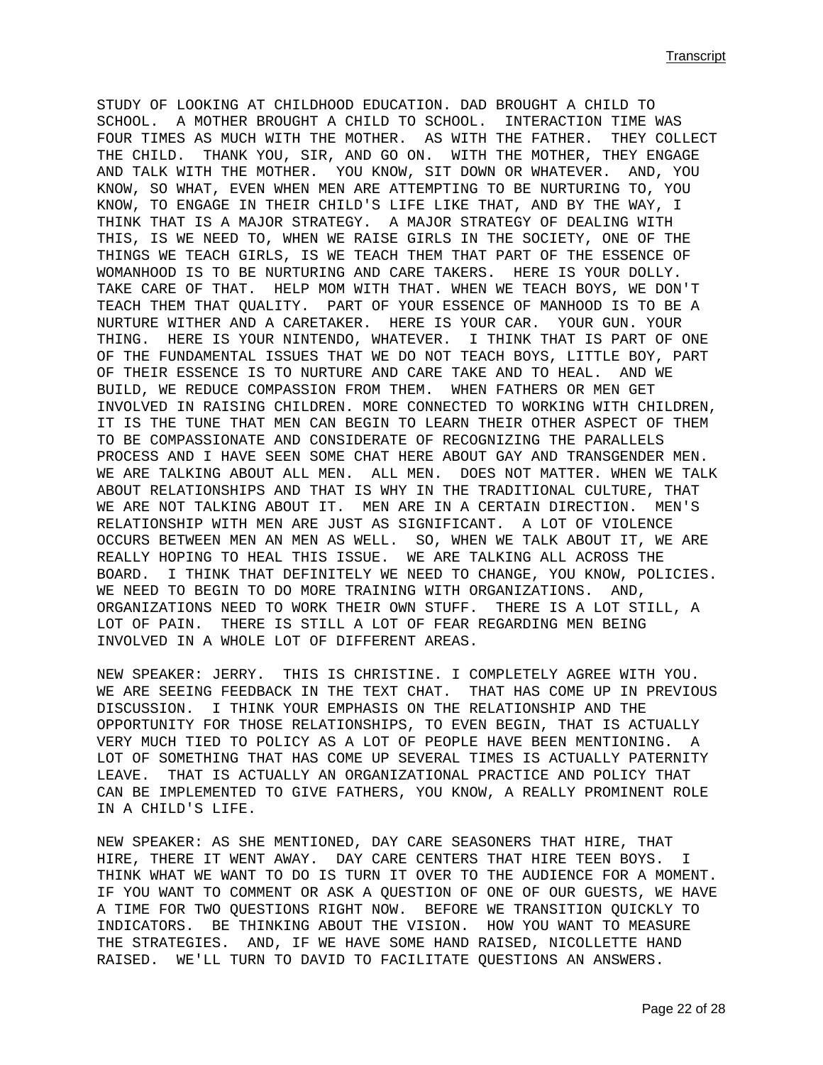STUDY OF LOOKING AT CHILDHOOD EDUCATION. DAD BROUGHT A CHILD TO SCHOOL. A MOTHER BROUGHT A CHILD TO SCHOOL. INTERACTION TIME WAS FOUR TIMES AS MUCH WITH THE MOTHER. AS WITH THE FATHER. THEY COLLECT THE CHILD. THANK YOU, SIR, AND GO ON. WITH THE MOTHER, THEY ENGAGE AND TALK WITH THE MOTHER. YOU KNOW, SIT DOWN OR WHATEVER. AND, YOU KNOW, SO WHAT, EVEN WHEN MEN ARE ATTEMPTING TO BE NURTURING TO, YOU KNOW, TO ENGAGE IN THEIR CHILD'S LIFE LIKE THAT, AND BY THE WAY, I THINK THAT IS A MAJOR STRATEGY. A MAJOR STRATEGY OF DEALING WITH THIS, IS WE NEED TO, WHEN WE RAISE GIRLS IN THE SOCIETY, ONE OF THE THINGS WE TEACH GIRLS, IS WE TEACH THEM THAT PART OF THE ESSENCE OF WOMANHOOD IS TO BE NURTURING AND CARE TAKERS. HERE IS YOUR DOLLY. TAKE CARE OF THAT. HELP MOM WITH THAT. WHEN WE TEACH BOYS, WE DON'T TEACH THEM THAT QUALITY. PART OF YOUR ESSENCE OF MANHOOD IS TO BE A NURTURE WITHER AND A CARETAKER. HERE IS YOUR CAR. YOUR GUN. YOUR THING. HERE IS YOUR NINTENDO, WHATEVER. I THINK THAT IS PART OF ONE OF THE FUNDAMENTAL ISSUES THAT WE DO NOT TEACH BOYS, LITTLE BOY, PART OF THEIR ESSENCE IS TO NURTURE AND CARE TAKE AND TO HEAL. AND WE BUILD, WE REDUCE COMPASSION FROM THEM. WHEN FATHERS OR MEN GET INVOLVED IN RAISING CHILDREN. MORE CONNECTED TO WORKING WITH CHILDREN, IT IS THE TUNE THAT MEN CAN BEGIN TO LEARN THEIR OTHER ASPECT OF THEM TO BE COMPASSIONATE AND CONSIDERATE OF RECOGNIZING THE PARALLELS PROCESS AND I HAVE SEEN SOME CHAT HERE ABOUT GAY AND TRANSGENDER MEN. WE ARE TALKING ABOUT ALL MEN. ALL MEN. DOES NOT MATTER. WHEN WE TALK ABOUT RELATIONSHIPS AND THAT IS WHY IN THE TRADITIONAL CULTURE, THAT WE ARE NOT TALKING ABOUT IT. MEN ARE IN A CERTAIN DIRECTION. MEN'S RELATIONSHIP WITH MEN ARE JUST AS SIGNIFICANT. A LOT OF VIOLENCE OCCURS BETWEEN MEN AN MEN AS WELL. SO, WHEN WE TALK ABOUT IT, WE ARE REALLY HOPING TO HEAL THIS ISSUE. WE ARE TALKING ALL ACROSS THE BOARD. I THINK THAT DEFINITELY WE NEED TO CHANGE, YOU KNOW, POLICIES. WE NEED TO BEGIN TO DO MORE TRAINING WITH ORGANIZATIONS. AND, ORGANIZATIONS NEED TO WORK THEIR OWN STUFF. THERE IS A LOT STILL, A LOT OF PAIN. THERE IS STILL A LOT OF FEAR REGARDING MEN BEING INVOLVED IN A WHOLE LOT OF DIFFERENT AREAS.

NEW SPEAKER: JERRY. THIS IS CHRISTINE. I COMPLETELY AGREE WITH YOU. WE ARE SEEING FEEDBACK IN THE TEXT CHAT. THAT HAS COME UP IN PREVIOUS DISCUSSION. I THINK YOUR EMPHASIS ON THE RELATIONSHIP AND THE OPPORTUNITY FOR THOSE RELATIONSHIPS, TO EVEN BEGIN, THAT IS ACTUALLY VERY MUCH TIED TO POLICY AS A LOT OF PEOPLE HAVE BEEN MENTIONING. A LOT OF SOMETHING THAT HAS COME UP SEVERAL TIMES IS ACTUALLY PATERNITY LEAVE. THAT IS ACTUALLY AN ORGANIZATIONAL PRACTICE AND POLICY THAT CAN BE IMPLEMENTED TO GIVE FATHERS, YOU KNOW, A REALLY PROMINENT ROLE IN A CHILD'S LIFE.

NEW SPEAKER: AS SHE MENTIONED, DAY CARE SEASONERS THAT HIRE, THAT HIRE, THERE IT WENT AWAY. DAY CARE CENTERS THAT HIRE TEEN BOYS. I THINK WHAT WE WANT TO DO IS TURN IT OVER TO THE AUDIENCE FOR A MOMENT. IF YOU WANT TO COMMENT OR ASK A QUESTION OF ONE OF OUR GUESTS, WE HAVE A TIME FOR TWO QUESTIONS RIGHT NOW. BEFORE WE TRANSITION QUICKLY TO INDICATORS. BE THINKING ABOUT THE VISION. HOW YOU WANT TO MEASURE THE STRATEGIES. AND, IF WE HAVE SOME HAND RAISED, NICOLLETTE HAND RAISED. WE'LL TURN TO DAVID TO FACILITATE QUESTIONS AN ANSWERS.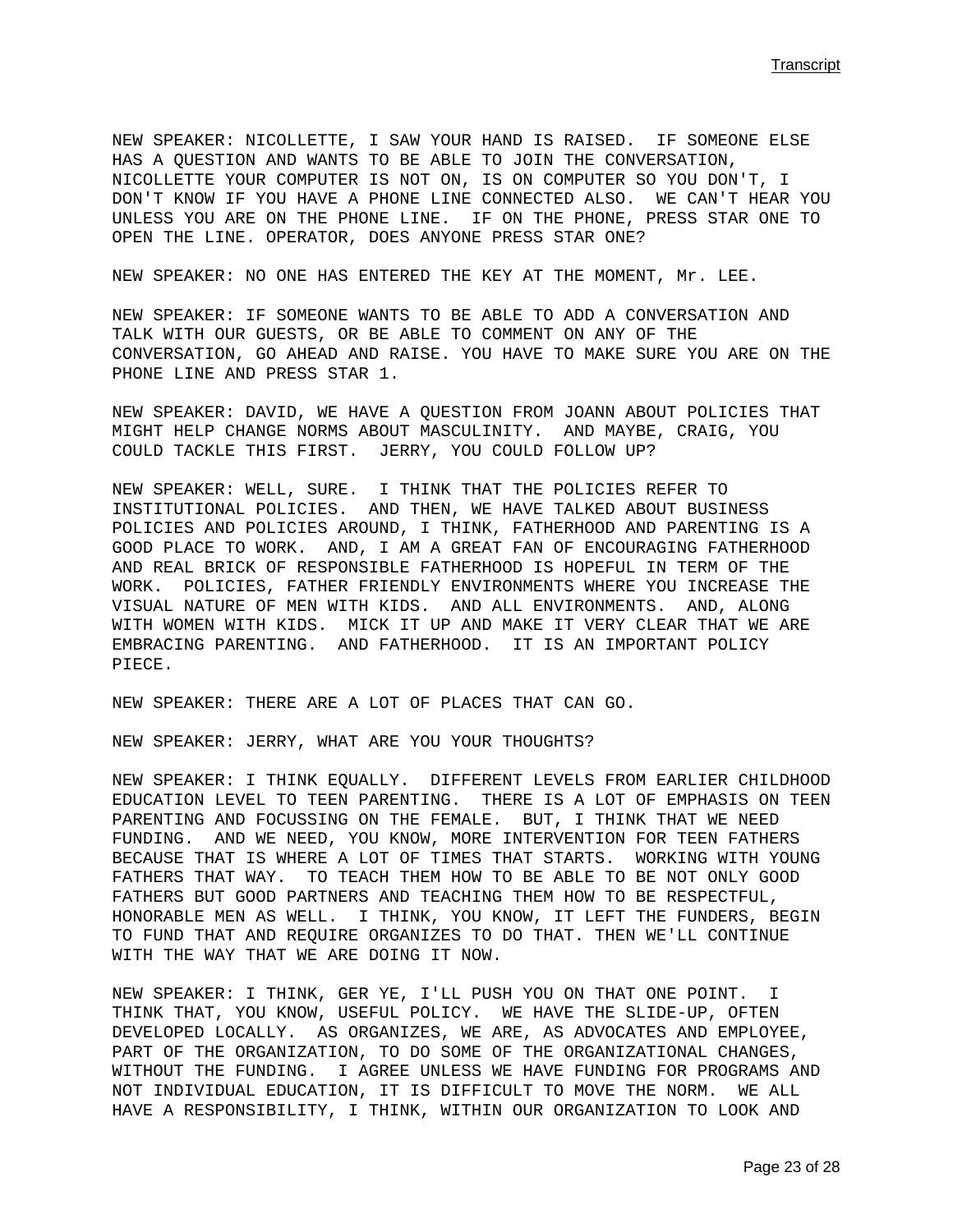NEW SPEAKER: NICOLLETTE, I SAW YOUR HAND IS RAISED. IF SOMEONE ELSE HAS A QUESTION AND WANTS TO BE ABLE TO JOIN THE CONVERSATION, NICOLLETTE YOUR COMPUTER IS NOT ON, IS ON COMPUTER SO YOU DON'T, I DON'T KNOW IF YOU HAVE A PHONE LINE CONNECTED ALSO. WE CAN'T HEAR YOU UNLESS YOU ARE ON THE PHONE LINE. IF ON THE PHONE, PRESS STAR ONE TO OPEN THE LINE. OPERATOR, DOES ANYONE PRESS STAR ONE?

NEW SPEAKER: NO ONE HAS ENTERED THE KEY AT THE MOMENT, Mr. LEE.

NEW SPEAKER: IF SOMEONE WANTS TO BE ABLE TO ADD A CONVERSATION AND TALK WITH OUR GUESTS, OR BE ABLE TO COMMENT ON ANY OF THE CONVERSATION, GO AHEAD AND RAISE. YOU HAVE TO MAKE SURE YOU ARE ON THE PHONE LINE AND PRESS STAR 1.

NEW SPEAKER: DAVID, WE HAVE A QUESTION FROM JOANN ABOUT POLICIES THAT MIGHT HELP CHANGE NORMS ABOUT MASCULINITY. AND MAYBE, CRAIG, YOU COULD TACKLE THIS FIRST. JERRY, YOU COULD FOLLOW UP?

NEW SPEAKER: WELL, SURE. I THINK THAT THE POLICIES REFER TO INSTITUTIONAL POLICIES. AND THEN, WE HAVE TALKED ABOUT BUSINESS POLICIES AND POLICIES AROUND, I THINK, FATHERHOOD AND PARENTING IS A GOOD PLACE TO WORK. AND, I AM A GREAT FAN OF ENCOURAGING FATHERHOOD AND REAL BRICK OF RESPONSIBLE FATHERHOOD IS HOPEFUL IN TERM OF THE WORK. POLICIES, FATHER FRIENDLY ENVIRONMENTS WHERE YOU INCREASE THE VISUAL NATURE OF MEN WITH KIDS. AND ALL ENVIRONMENTS. AND, ALONG WITH WOMEN WITH KIDS. MICK IT UP AND MAKE IT VERY CLEAR THAT WE ARE EMBRACING PARENTING. AND FATHERHOOD. IT IS AN IMPORTANT POLICY PIECE.

NEW SPEAKER: THERE ARE A LOT OF PLACES THAT CAN GO.

NEW SPEAKER: JERRY, WHAT ARE YOU YOUR THOUGHTS?

NEW SPEAKER: I THINK EQUALLY. DIFFERENT LEVELS FROM EARLIER CHILDHOOD EDUCATION LEVEL TO TEEN PARENTING. THERE IS A LOT OF EMPHASIS ON TEEN PARENTING AND FOCUSSING ON THE FEMALE. BUT, I THINK THAT WE NEED FUNDING. AND WE NEED, YOU KNOW, MORE INTERVENTION FOR TEEN FATHERS BECAUSE THAT IS WHERE A LOT OF TIMES THAT STARTS. WORKING WITH YOUNG FATHERS THAT WAY. TO TEACH THEM HOW TO BE ABLE TO BE NOT ONLY GOOD FATHERS BUT GOOD PARTNERS AND TEACHING THEM HOW TO BE RESPECTFUL, HONORABLE MEN AS WELL. I THINK, YOU KNOW, IT LEFT THE FUNDERS, BEGIN TO FUND THAT AND REQUIRE ORGANIZES TO DO THAT. THEN WE'LL CONTINUE WITH THE WAY THAT WE ARE DOING IT NOW.

NEW SPEAKER: I THINK, GER YE, I'LL PUSH YOU ON THAT ONE POINT. I THINK THAT, YOU KNOW, USEFUL POLICY. WE HAVE THE SLIDE-UP, OFTEN DEVELOPED LOCALLY. AS ORGANIZES, WE ARE, AS ADVOCATES AND EMPLOYEE, PART OF THE ORGANIZATION, TO DO SOME OF THE ORGANIZATIONAL CHANGES, WITHOUT THE FUNDING. I AGREE UNLESS WE HAVE FUNDING FOR PROGRAMS AND NOT INDIVIDUAL EDUCATION, IT IS DIFFICULT TO MOVE THE NORM. WE ALL HAVE A RESPONSIBILITY, I THINK, WITHIN OUR ORGANIZATION TO LOOK AND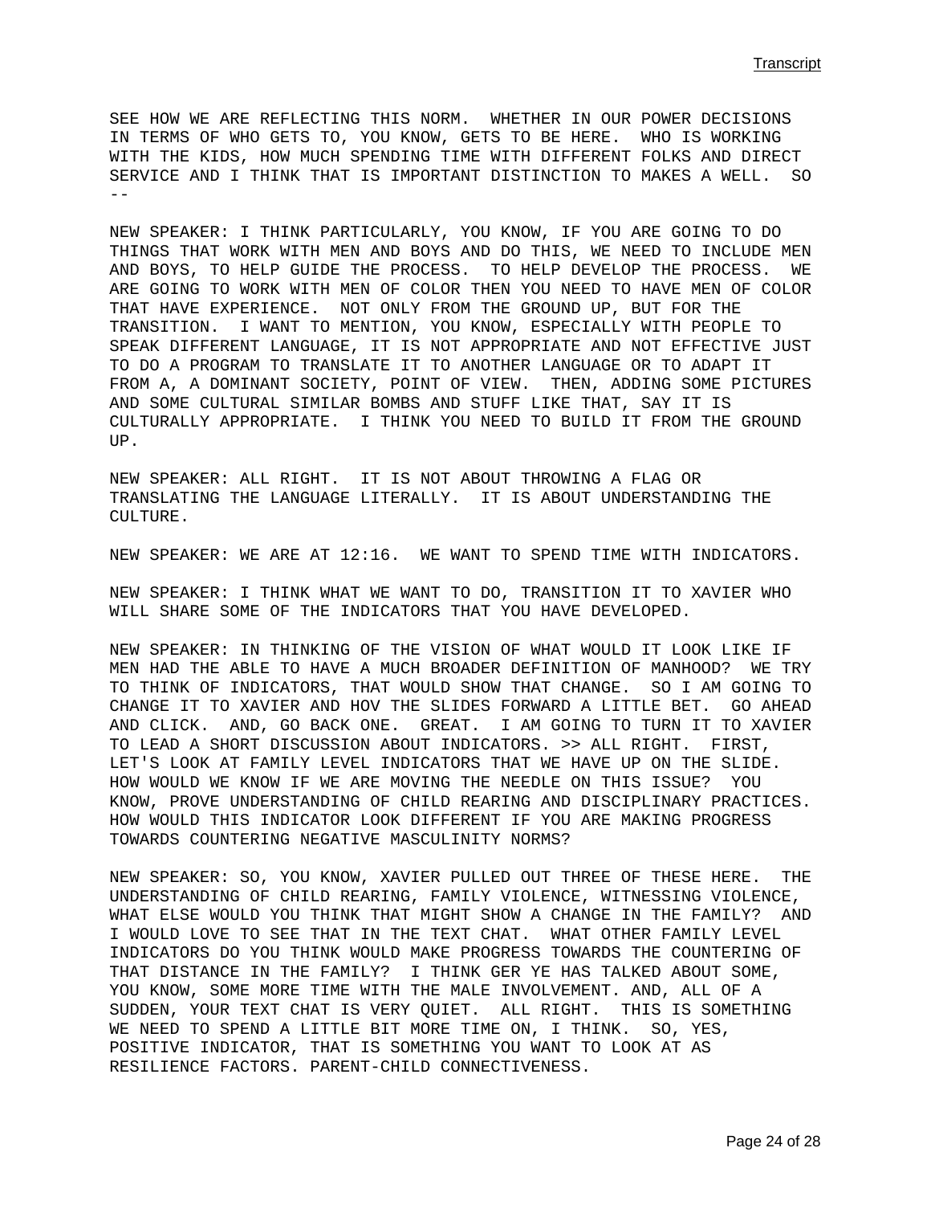SEE HOW WE ARE REFLECTING THIS NORM. WHETHER IN OUR POWER DECISIONS IN TERMS OF WHO GETS TO, YOU KNOW, GETS TO BE HERE. WHO IS WORKING WITH THE KIDS, HOW MUCH SPENDING TIME WITH DIFFERENT FOLKS AND DIRECT SERVICE AND I THINK THAT IS IMPORTANT DISTINCTION TO MAKES A WELL. SO --

NEW SPEAKER: I THINK PARTICULARLY, YOU KNOW, IF YOU ARE GOING TO DO THINGS THAT WORK WITH MEN AND BOYS AND DO THIS, WE NEED TO INCLUDE MEN AND BOYS, TO HELP GUIDE THE PROCESS. TO HELP DEVELOP THE PROCESS. WE ARE GOING TO WORK WITH MEN OF COLOR THEN YOU NEED TO HAVE MEN OF COLOR THAT HAVE EXPERIENCE. NOT ONLY FROM THE GROUND UP, BUT FOR THE TRANSITION. I WANT TO MENTION, YOU KNOW, ESPECIALLY WITH PEOPLE TO SPEAK DIFFERENT LANGUAGE, IT IS NOT APPROPRIATE AND NOT EFFECTIVE JUST TO DO A PROGRAM TO TRANSLATE IT TO ANOTHER LANGUAGE OR TO ADAPT IT FROM A, A DOMINANT SOCIETY, POINT OF VIEW. THEN, ADDING SOME PICTURES AND SOME CULTURAL SIMILAR BOMBS AND STUFF LIKE THAT, SAY IT IS CULTURALLY APPROPRIATE. I THINK YOU NEED TO BUILD IT FROM THE GROUND UP.

NEW SPEAKER: ALL RIGHT. IT IS NOT ABOUT THROWING A FLAG OR TRANSLATING THE LANGUAGE LITERALLY. IT IS ABOUT UNDERSTANDING THE CULTURE.

NEW SPEAKER: WE ARE AT 12:16. WE WANT TO SPEND TIME WITH INDICATORS.

NEW SPEAKER: I THINK WHAT WE WANT TO DO, TRANSITION IT TO XAVIER WHO WILL SHARE SOME OF THE INDICATORS THAT YOU HAVE DEVELOPED.

NEW SPEAKER: IN THINKING OF THE VISION OF WHAT WOULD IT LOOK LIKE IF MEN HAD THE ABLE TO HAVE A MUCH BROADER DEFINITION OF MANHOOD? WE TRY TO THINK OF INDICATORS, THAT WOULD SHOW THAT CHANGE. SO I AM GOING TO CHANGE IT TO XAVIER AND HOV THE SLIDES FORWARD A LITTLE BET. GO AHEAD AND CLICK. AND, GO BACK ONE. GREAT. I AM GOING TO TURN IT TO XAVIER TO LEAD A SHORT DISCUSSION ABOUT INDICATORS. >> ALL RIGHT. FIRST, LET'S LOOK AT FAMILY LEVEL INDICATORS THAT WE HAVE UP ON THE SLIDE. HOW WOULD WE KNOW IF WE ARE MOVING THE NEEDLE ON THIS ISSUE? YOU KNOW, PROVE UNDERSTANDING OF CHILD REARING AND DISCIPLINARY PRACTICES. HOW WOULD THIS INDICATOR LOOK DIFFERENT IF YOU ARE MAKING PROGRESS TOWARDS COUNTERING NEGATIVE MASCULINITY NORMS?

NEW SPEAKER: SO, YOU KNOW, XAVIER PULLED OUT THREE OF THESE HERE. THE UNDERSTANDING OF CHILD REARING, FAMILY VIOLENCE, WITNESSING VIOLENCE, WHAT ELSE WOULD YOU THINK THAT MIGHT SHOW A CHANGE IN THE FAMILY? AND I WOULD LOVE TO SEE THAT IN THE TEXT CHAT. WHAT OTHER FAMILY LEVEL INDICATORS DO YOU THINK WOULD MAKE PROGRESS TOWARDS THE COUNTERING OF THAT DISTANCE IN THE FAMILY? I THINK GER YE HAS TALKED ABOUT SOME, YOU KNOW, SOME MORE TIME WITH THE MALE INVOLVEMENT. AND, ALL OF A SUDDEN, YOUR TEXT CHAT IS VERY QUIET. ALL RIGHT. THIS IS SOMETHING WE NEED TO SPEND A LITTLE BIT MORE TIME ON, I THINK. SO, YES, POSITIVE INDICATOR, THAT IS SOMETHING YOU WANT TO LOOK AT AS RESILIENCE FACTORS. PARENT-CHILD CONNECTIVENESS.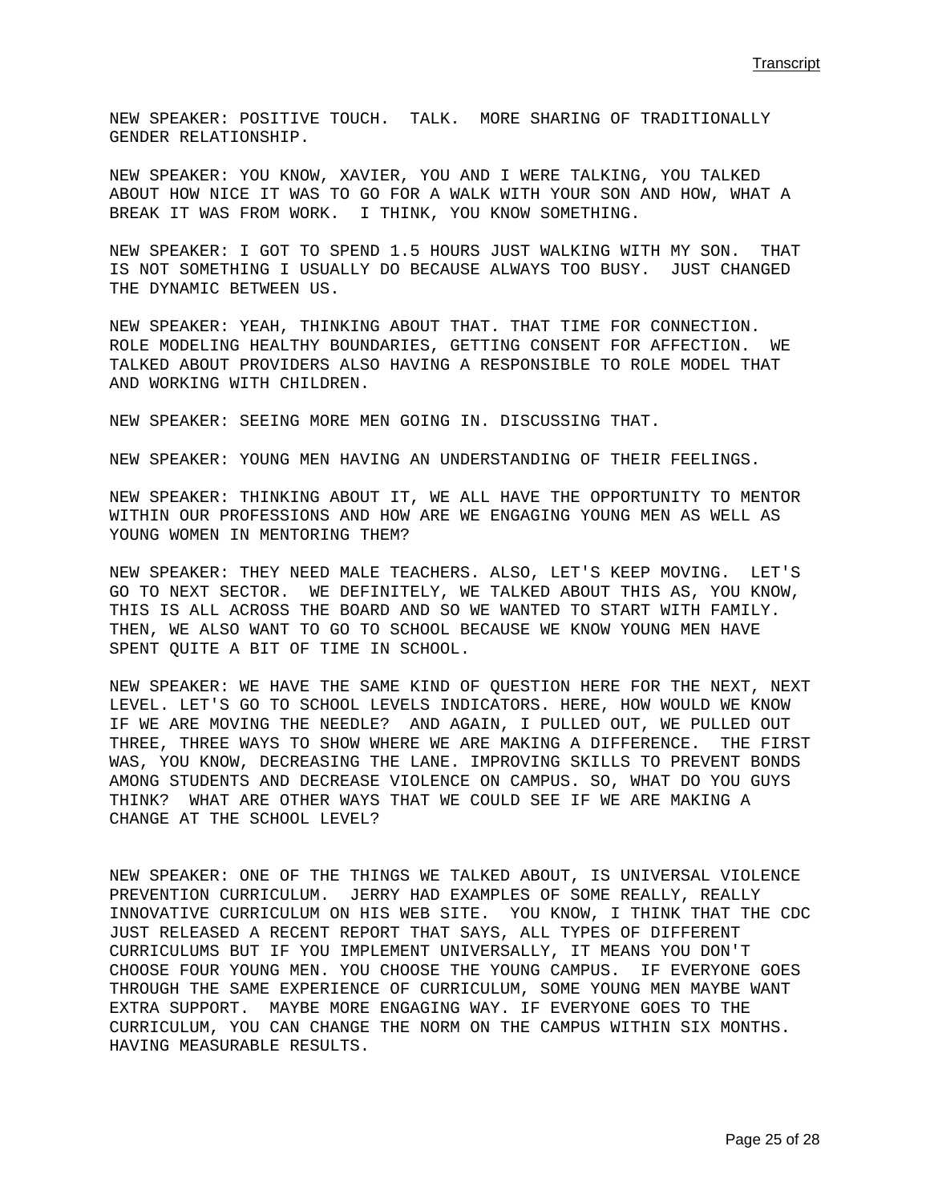NEW SPEAKER: POSITIVE TOUCH. TALK. MORE SHARING OF TRADITIONALLY GENDER RELATIONSHIP.

NEW SPEAKER: YOU KNOW, XAVIER, YOU AND I WERE TALKING, YOU TALKED ABOUT HOW NICE IT WAS TO GO FOR A WALK WITH YOUR SON AND HOW, WHAT A BREAK IT WAS FROM WORK. I THINK, YOU KNOW SOMETHING.

NEW SPEAKER: I GOT TO SPEND 1.5 HOURS JUST WALKING WITH MY SON. THAT IS NOT SOMETHING I USUALLY DO BECAUSE ALWAYS TOO BUSY. JUST CHANGED THE DYNAMIC BETWEEN US.

NEW SPEAKER: YEAH, THINKING ABOUT THAT. THAT TIME FOR CONNECTION. ROLE MODELING HEALTHY BOUNDARIES, GETTING CONSENT FOR AFFECTION. WE TALKED ABOUT PROVIDERS ALSO HAVING A RESPONSIBLE TO ROLE MODEL THAT AND WORKING WITH CHILDREN.

NEW SPEAKER: SEEING MORE MEN GOING IN. DISCUSSING THAT.

NEW SPEAKER: YOUNG MEN HAVING AN UNDERSTANDING OF THEIR FEELINGS.

NEW SPEAKER: THINKING ABOUT IT, WE ALL HAVE THE OPPORTUNITY TO MENTOR WITHIN OUR PROFESSIONS AND HOW ARE WE ENGAGING YOUNG MEN AS WELL AS YOUNG WOMEN IN MENTORING THEM?

NEW SPEAKER: THEY NEED MALE TEACHERS. ALSO, LET'S KEEP MOVING. LET'S GO TO NEXT SECTOR. WE DEFINITELY, WE TALKED ABOUT THIS AS, YOU KNOW, THIS IS ALL ACROSS THE BOARD AND SO WE WANTED TO START WITH FAMILY. THEN, WE ALSO WANT TO GO TO SCHOOL BECAUSE WE KNOW YOUNG MEN HAVE SPENT QUITE A BIT OF TIME IN SCHOOL.

NEW SPEAKER: WE HAVE THE SAME KIND OF QUESTION HERE FOR THE NEXT, NEXT LEVEL. LET'S GO TO SCHOOL LEVELS INDICATORS. HERE, HOW WOULD WE KNOW IF WE ARE MOVING THE NEEDLE? AND AGAIN, I PULLED OUT, WE PULLED OUT THREE, THREE WAYS TO SHOW WHERE WE ARE MAKING A DIFFERENCE. THE FIRST WAS, YOU KNOW, DECREASING THE LANE. IMPROVING SKILLS TO PREVENT BONDS AMONG STUDENTS AND DECREASE VIOLENCE ON CAMPUS. SO, WHAT DO YOU GUYS THINK? WHAT ARE OTHER WAYS THAT WE COULD SEE IF WE ARE MAKING A CHANGE AT THE SCHOOL LEVEL?

NEW SPEAKER: ONE OF THE THINGS WE TALKED ABOUT, IS UNIVERSAL VIOLENCE PREVENTION CURRICULUM. JERRY HAD EXAMPLES OF SOME REALLY, REALLY INNOVATIVE CURRICULUM ON HIS WEB SITE. YOU KNOW, I THINK THAT THE CDC JUST RELEASED A RECENT REPORT THAT SAYS, ALL TYPES OF DIFFERENT CURRICULUMS BUT IF YOU IMPLEMENT UNIVERSALLY, IT MEANS YOU DON'T CHOOSE FOUR YOUNG MEN. YOU CHOOSE THE YOUNG CAMPUS. IF EVERYONE GOES THROUGH THE SAME EXPERIENCE OF CURRICULUM, SOME YOUNG MEN MAYBE WANT EXTRA SUPPORT. MAYBE MORE ENGAGING WAY. IF EVERYONE GOES TO THE CURRICULUM, YOU CAN CHANGE THE NORM ON THE CAMPUS WITHIN SIX MONTHS. HAVING MEASURABLE RESULTS.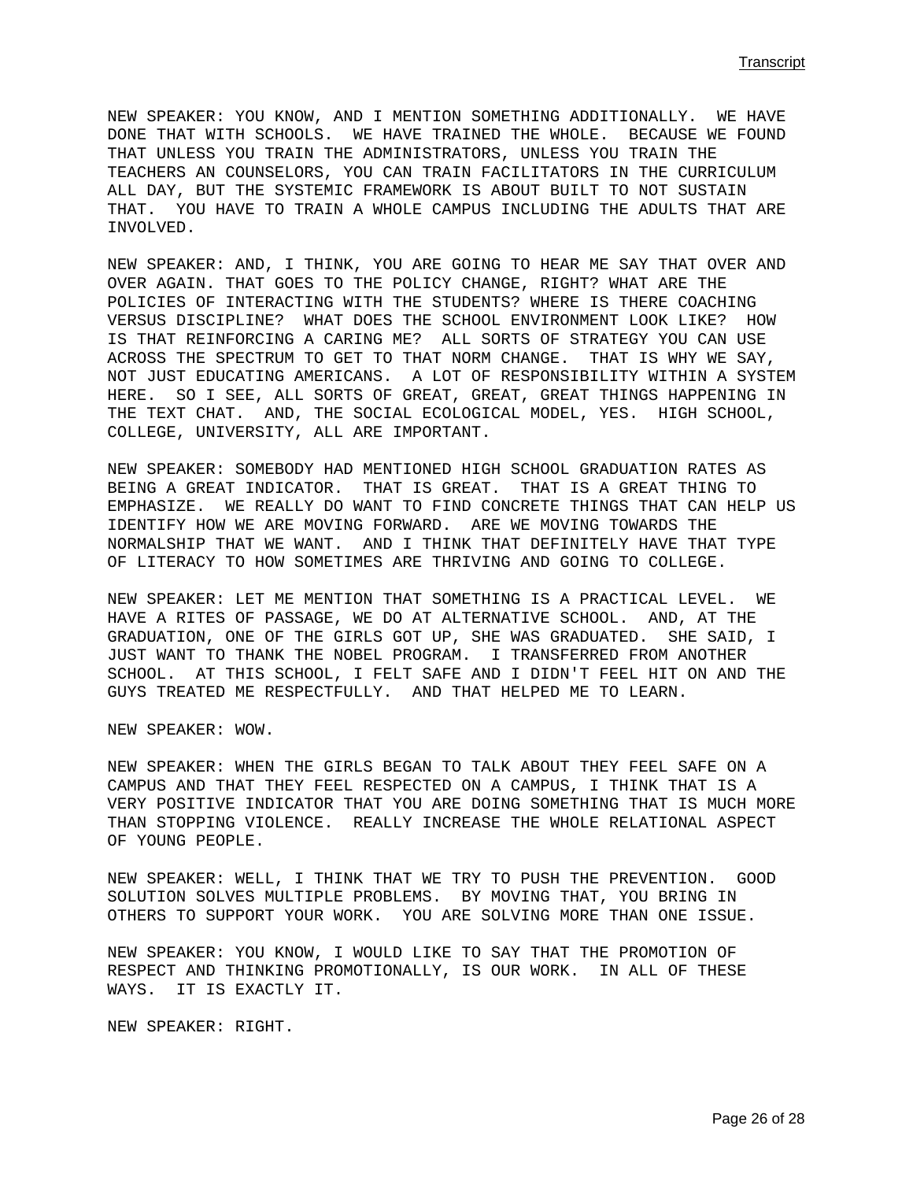NEW SPEAKER: YOU KNOW, AND I MENTION SOMETHING ADDITIONALLY. WE HAVE DONE THAT WITH SCHOOLS. WE HAVE TRAINED THE WHOLE. BECAUSE WE FOUND THAT UNLESS YOU TRAIN THE ADMINISTRATORS, UNLESS YOU TRAIN THE TEACHERS AN COUNSELORS, YOU CAN TRAIN FACILITATORS IN THE CURRICULUM ALL DAY, BUT THE SYSTEMIC FRAMEWORK IS ABOUT BUILT TO NOT SUSTAIN THAT. YOU HAVE TO TRAIN A WHOLE CAMPUS INCLUDING THE ADULTS THAT ARE INVOLVED.

NEW SPEAKER: AND, I THINK, YOU ARE GOING TO HEAR ME SAY THAT OVER AND OVER AGAIN. THAT GOES TO THE POLICY CHANGE, RIGHT? WHAT ARE THE POLICIES OF INTERACTING WITH THE STUDENTS? WHERE IS THERE COACHING VERSUS DISCIPLINE? WHAT DOES THE SCHOOL ENVIRONMENT LOOK LIKE? HOW IS THAT REINFORCING A CARING ME? ALL SORTS OF STRATEGY YOU CAN USE ACROSS THE SPECTRUM TO GET TO THAT NORM CHANGE. THAT IS WHY WE SAY, NOT JUST EDUCATING AMERICANS. A LOT OF RESPONSIBILITY WITHIN A SYSTEM HERE. SO I SEE, ALL SORTS OF GREAT, GREAT, GREAT THINGS HAPPENING IN THE TEXT CHAT. AND, THE SOCIAL ECOLOGICAL MODEL, YES. HIGH SCHOOL, COLLEGE, UNIVERSITY, ALL ARE IMPORTANT.

NEW SPEAKER: SOMEBODY HAD MENTIONED HIGH SCHOOL GRADUATION RATES AS BEING A GREAT INDICATOR. THAT IS GREAT. THAT IS A GREAT THING TO EMPHASIZE. WE REALLY DO WANT TO FIND CONCRETE THINGS THAT CAN HELP US IDENTIFY HOW WE ARE MOVING FORWARD. ARE WE MOVING TOWARDS THE NORMALSHIP THAT WE WANT. AND I THINK THAT DEFINITELY HAVE THAT TYPE OF LITERACY TO HOW SOMETIMES ARE THRIVING AND GOING TO COLLEGE.

NEW SPEAKER: LET ME MENTION THAT SOMETHING IS A PRACTICAL LEVEL. WE HAVE A RITES OF PASSAGE, WE DO AT ALTERNATIVE SCHOOL. AND, AT THE GRADUATION, ONE OF THE GIRLS GOT UP, SHE WAS GRADUATED. SHE SAID, I JUST WANT TO THANK THE NOBEL PROGRAM. I TRANSFERRED FROM ANOTHER SCHOOL. AT THIS SCHOOL, I FELT SAFE AND I DIDN'T FEEL HIT ON AND THE GUYS TREATED ME RESPECTFULLY. AND THAT HELPED ME TO LEARN.

NEW SPEAKER: WOW.

NEW SPEAKER: WHEN THE GIRLS BEGAN TO TALK ABOUT THEY FEEL SAFE ON A CAMPUS AND THAT THEY FEEL RESPECTED ON A CAMPUS, I THINK THAT IS A VERY POSITIVE INDICATOR THAT YOU ARE DOING SOMETHING THAT IS MUCH MORE THAN STOPPING VIOLENCE. REALLY INCREASE THE WHOLE RELATIONAL ASPECT OF YOUNG PEOPLE.

NEW SPEAKER: WELL, I THINK THAT WE TRY TO PUSH THE PREVENTION. GOOD SOLUTION SOLVES MULTIPLE PROBLEMS. BY MOVING THAT, YOU BRING IN OTHERS TO SUPPORT YOUR WORK. YOU ARE SOLVING MORE THAN ONE ISSUE.

NEW SPEAKER: YOU KNOW, I WOULD LIKE TO SAY THAT THE PROMOTION OF RESPECT AND THINKING PROMOTIONALLY, IS OUR WORK. IN ALL OF THESE WAYS. IT IS EXACTLY IT.

NEW SPEAKER: RIGHT.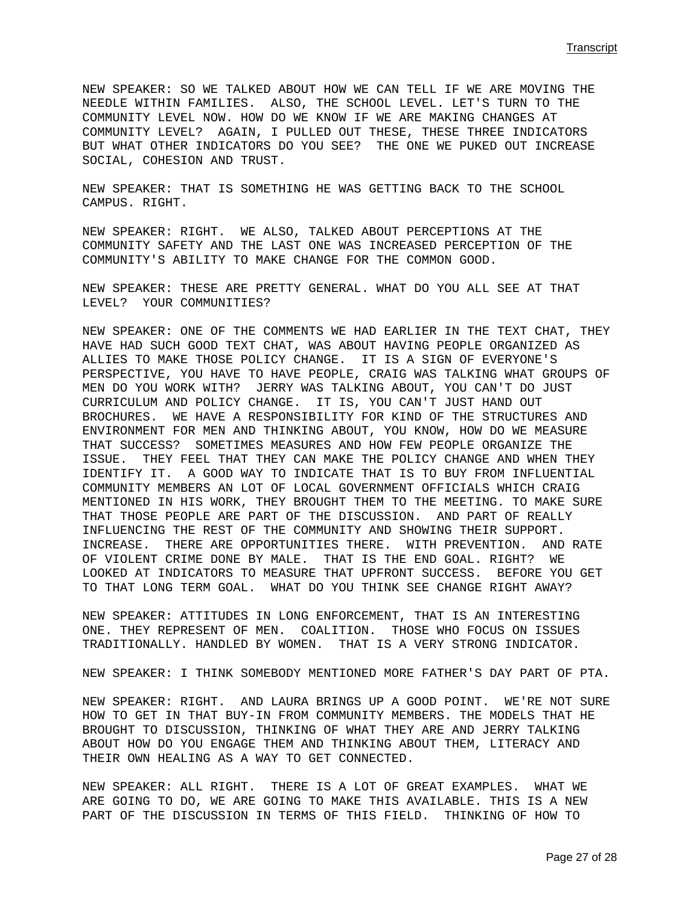NEW SPEAKER: SO WE TALKED ABOUT HOW WE CAN TELL IF WE ARE MOVING THE NEEDLE WITHIN FAMILIES. ALSO, THE SCHOOL LEVEL. LET'S TURN TO THE COMMUNITY LEVEL NOW. HOW DO WE KNOW IF WE ARE MAKING CHANGES AT COMMUNITY LEVEL? AGAIN, I PULLED OUT THESE, THESE THREE INDICATORS BUT WHAT OTHER INDICATORS DO YOU SEE? THE ONE WE PUKED OUT INCREASE SOCIAL, COHESION AND TRUST.

NEW SPEAKER: THAT IS SOMETHING HE WAS GETTING BACK TO THE SCHOOL CAMPUS. RIGHT.

NEW SPEAKER: RIGHT. WE ALSO, TALKED ABOUT PERCEPTIONS AT THE COMMUNITY SAFETY AND THE LAST ONE WAS INCREASED PERCEPTION OF THE COMMUNITY'S ABILITY TO MAKE CHANGE FOR THE COMMON GOOD.

NEW SPEAKER: THESE ARE PRETTY GENERAL. WHAT DO YOU ALL SEE AT THAT LEVEL? YOUR COMMUNITIES?

NEW SPEAKER: ONE OF THE COMMENTS WE HAD EARLIER IN THE TEXT CHAT, THEY HAVE HAD SUCH GOOD TEXT CHAT, WAS ABOUT HAVING PEOPLE ORGANIZED AS ALLIES TO MAKE THOSE POLICY CHANGE. IT IS A SIGN OF EVERYONE'S PERSPECTIVE, YOU HAVE TO HAVE PEOPLE, CRAIG WAS TALKING WHAT GROUPS OF MEN DO YOU WORK WITH? JERRY WAS TALKING ABOUT, YOU CAN'T DO JUST CURRICULUM AND POLICY CHANGE. IT IS, YOU CAN'T JUST HAND OUT BROCHURES. WE HAVE A RESPONSIBILITY FOR KIND OF THE STRUCTURES AND ENVIRONMENT FOR MEN AND THINKING ABOUT, YOU KNOW, HOW DO WE MEASURE THAT SUCCESS? SOMETIMES MEASURES AND HOW FEW PEOPLE ORGANIZE THE ISSUE. THEY FEEL THAT THEY CAN MAKE THE POLICY CHANGE AND WHEN THEY IDENTIFY IT. A GOOD WAY TO INDICATE THAT IS TO BUY FROM INFLUENTIAL COMMUNITY MEMBERS AN LOT OF LOCAL GOVERNMENT OFFICIALS WHICH CRAIG MENTIONED IN HIS WORK, THEY BROUGHT THEM TO THE MEETING. TO MAKE SURE THAT THOSE PEOPLE ARE PART OF THE DISCUSSION. AND PART OF REALLY INFLUENCING THE REST OF THE COMMUNITY AND SHOWING THEIR SUPPORT. INCREASE. THERE ARE OPPORTUNITIES THERE. WITH PREVENTION. AND RATE OF VIOLENT CRIME DONE BY MALE. THAT IS THE END GOAL. RIGHT? WE LOOKED AT INDICATORS TO MEASURE THAT UPFRONT SUCCESS. BEFORE YOU GET TO THAT LONG TERM GOAL. WHAT DO YOU THINK SEE CHANGE RIGHT AWAY?

NEW SPEAKER: ATTITUDES IN LONG ENFORCEMENT, THAT IS AN INTERESTING ONE. THEY REPRESENT OF MEN. COALITION. THOSE WHO FOCUS ON ISSUES TRADITIONALLY. HANDLED BY WOMEN. THAT IS A VERY STRONG INDICATOR.

NEW SPEAKER: I THINK SOMEBODY MENTIONED MORE FATHER'S DAY PART OF PTA.

NEW SPEAKER: RIGHT. AND LAURA BRINGS UP A GOOD POINT. WE'RE NOT SURE HOW TO GET IN THAT BUY-IN FROM COMMUNITY MEMBERS. THE MODELS THAT HE BROUGHT TO DISCUSSION, THINKING OF WHAT THEY ARE AND JERRY TALKING ABOUT HOW DO YOU ENGAGE THEM AND THINKING ABOUT THEM, LITERACY AND THEIR OWN HEALING AS A WAY TO GET CONNECTED.

NEW SPEAKER: ALL RIGHT. THERE IS A LOT OF GREAT EXAMPLES. WHAT WE ARE GOING TO DO, WE ARE GOING TO MAKE THIS AVAILABLE. THIS IS A NEW PART OF THE DISCUSSION IN TERMS OF THIS FIELD. THINKING OF HOW TO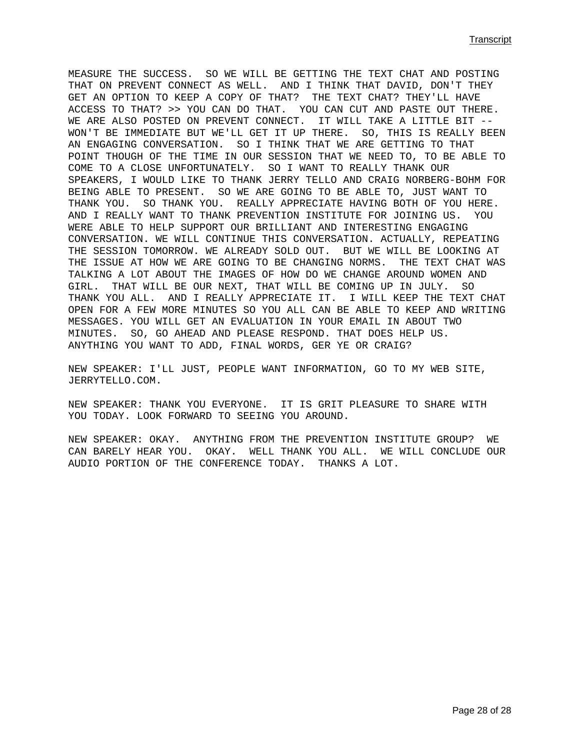MEASURE THE SUCCESS. SO WE WILL BE GETTING THE TEXT CHAT AND POSTING THAT ON PREVENT CONNECT AS WELL. AND I THINK THAT DAVID, DON'T THEY GET AN OPTION TO KEEP A COPY OF THAT? THE TEXT CHAT? THEY'LL HAVE ACCESS TO THAT? >> YOU CAN DO THAT. YOU CAN CUT AND PASTE OUT THERE. WE ARE ALSO POSTED ON PREVENT CONNECT. IT WILL TAKE A LITTLE BIT -- WON'T BE IMMEDIATE BUT WE'LL GET IT UP THERE. SO, THIS IS REALLY BEEN AN ENGAGING CONVERSATION. SO I THINK THAT WE ARE GETTING TO THAT POINT THOUGH OF THE TIME IN OUR SESSION THAT WE NEED TO, TO BE ABLE TO COME TO A CLOSE UNFORTUNATELY. SO I WANT TO REALLY THANK OUR SPEAKERS, I WOULD LIKE TO THANK JERRY TELLO AND CRAIG NORBERG-BOHM FOR BEING ABLE TO PRESENT. SO WE ARE GOING TO BE ABLE TO, JUST WANT TO THANK YOU. SO THANK YOU. REALLY APPRECIATE HAVING BOTH OF YOU HERE. AND I REALLY WANT TO THANK PREVENTION INSTITUTE FOR JOINING US. YOU WERE ABLE TO HELP SUPPORT OUR BRILLIANT AND INTERESTING ENGAGING CONVERSATION. WE WILL CONTINUE THIS CONVERSATION. ACTUALLY, REPEATING THE SESSION TOMORROW. WE ALREADY SOLD OUT. BUT WE WILL BE LOOKING AT THE ISSUE AT HOW WE ARE GOING TO BE CHANGING NORMS. THE TEXT CHAT WAS TALKING A LOT ABOUT THE IMAGES OF HOW DO WE CHANGE AROUND WOMEN AND GIRL. THAT WILL BE OUR NEXT, THAT WILL BE COMING UP IN JULY. SO THANK YOU ALL. AND I REALLY APPRECIATE IT. I WILL KEEP THE TEXT CHAT OPEN FOR A FEW MORE MINUTES SO YOU ALL CAN BE ABLE TO KEEP AND WRITING MESSAGES. YOU WILL GET AN EVALUATION IN YOUR EMAIL IN ABOUT TWO MINUTES. SO, GO AHEAD AND PLEASE RESPOND. THAT DOES HELP US. ANYTHING YOU WANT TO ADD, FINAL WORDS, GER YE OR CRAIG?

NEW SPEAKER: I'LL JUST, PEOPLE WANT INFORMATION, GO TO MY WEB SITE, JERRYTELLO.COM.

NEW SPEAKER: THANK YOU EVERYONE. IT IS GRIT PLEASURE TO SHARE WITH YOU TODAY. LOOK FORWARD TO SEEING YOU AROUND.

NEW SPEAKER: OKAY. ANYTHING FROM THE PREVENTION INSTITUTE GROUP? WE CAN BARELY HEAR YOU. OKAY. WELL THANK YOU ALL. WE WILL CONCLUDE OUR AUDIO PORTION OF THE CONFERENCE TODAY. THANKS A LOT.